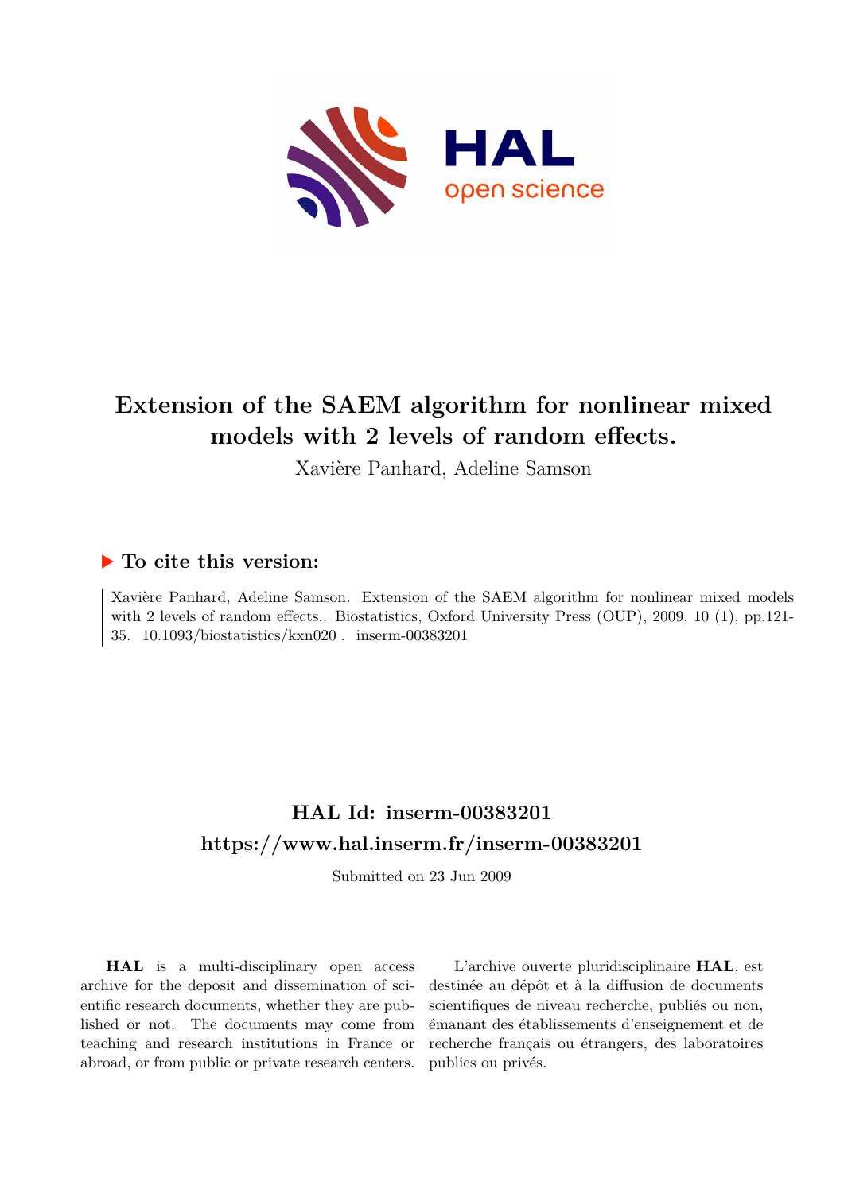# Extension of the SAEM algorithm for nonlinear mixed models with 2 levels of random effects.

Xavière Panhard, Adeline Samson

## ▶ To cite this version:

Xavière Panhard, Adeline Samson. Extension of the SAEM algorithm for nonlinear mixed models with 2 levels of random effects.. Biostatistics, Oxford University Press (OUP), 2009, 10 (1), pp.121-35. 10.1093/biostatistics/kxn020 . inserm-00383201

## HAL Id: inserm-00383201

## https://www.hal.inserm.fr/inserm-00383201

Submitted on 23 Jun 2009

**HAL** is a multi-disciplinary open access archive for the deposit and dissemination of scientific research documents, whether they are published or not. The documents may come from teaching and research institutions in France or abroad, or from public or private research centers.

L'archive ouverte pluridisciplinaire **HAL**, est destinée au dépôt et à la diffusion de documents scientifiques de niveau recherche, publiés ou non, émanant des établissements d'enseignement et de recherche français ou étrangers, des laboratoires publics ou privés.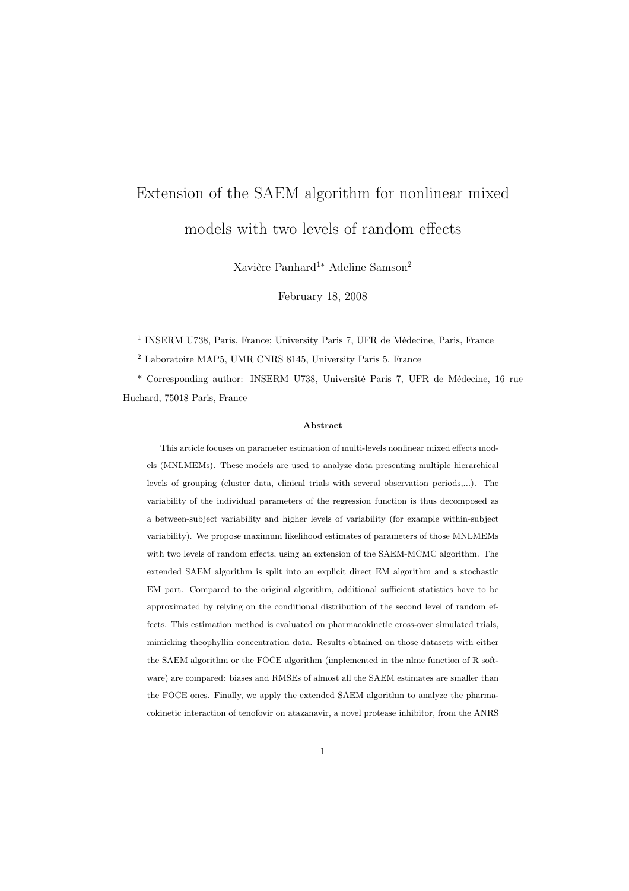# Extension of the SAEM algorithm for nonlinear mixed models with two levels of random effects

Xavière Panhard[1*] Adeline Samson[2]

February 18, 2008

[1] INSERM U738, Paris, France; University Paris 7, UFR de Médecine, Paris, France

[2] Laboratoire MAP5, UMR CNRS 8145, University Paris 5, France

[*] Corresponding author: INSERM U738, Université Paris 7, UFR de Médecine, 16 rue Huchard, 75018 Paris, France

**Abstract**

This article focuses on parameter estimation of multi-levels nonlinear mixed effects models (MNLMEMs). These models are used to analyze data presenting multiple hierarchical levels of grouping (cluster data, clinical trials with several observation periods,...). The variability of the individual parameters of the regression function is thus decomposed as a between-subject variability and higher levels of variability (for example within-subject variability). We propose maximum likelihood estimates of parameters of those MNLMEMs with two levels of random effects, using an extension of the SAEM-MCMC algorithm. The extended SAEM algorithm is split into an explicit direct EM algorithm and a stochastic EM part. Compared to the original algorithm, additional sufficient statistics have to be approximated by relying on the conditional distribution of the second level of random effects. This estimation method is evaluated on pharmacokinetic cross-over simulated trials, mimicking theophyllin concentration data. Results obtained on those datasets with either the SAEM algorithm or the FOCE algorithm (implemented in the nlme function of R software) are compared: biases and RMSEs of almost all the SAEM estimates are smaller than the FOCE ones. Finally, we apply the extended SAEM algorithm to analyze the pharmacokinetic interaction of tenofovir on atazanavir, a novel protease inhibitor, from the ANRS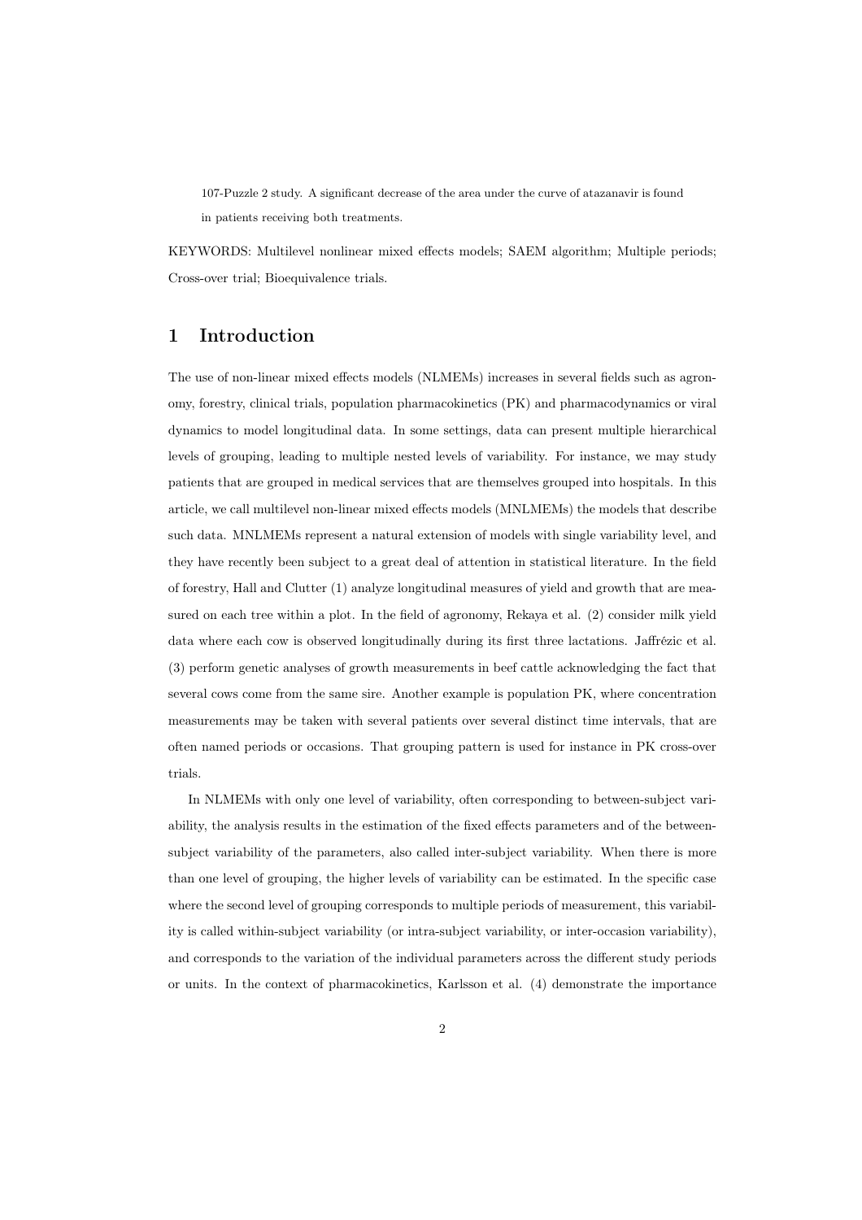107-Puzzle 2 study. A significant decrease of the area under the curve of atazanavir is found in patients receiving both treatments.

KEYWORDS: Multilevel nonlinear mixed effects models; SAEM algorithm; Multiple periods; Cross-over trial; Bioequivalence trials.

## 1 Introduction

The use of non-linear mixed effects models (NLMEMs) increases in several fields such as agronomy, forestry, clinical trials, population pharmacokinetics (PK) and pharmacodynamics or viral dynamics to model longitudinal data. In some settings, data can present multiple hierarchical levels of grouping, leading to multiple nested levels of variability. For instance, we may study patients that are grouped in medical services that are themselves grouped into hospitals. In this article, we call multilevel non-linear mixed effects models (MNLMEMs) the models that describe such data. MNLMEMs represent a natural extension of models with single variability level, and they have recently been subject to a great deal of attention in statistical literature. In the field of forestry, Hall and Clutter (1) analyze longitudinal measures of yield and growth that are measured on each tree within a plot. In the field of agronomy, Rekaya et al. (2) consider milk yield data where each cow is observed longitudinally during its first three lactations. Jaffrézic et al. (3) perform genetic analyses of growth measurements in beef cattle acknowledging the fact that several cows come from the same sire. Another example is population PK, where concentration measurements may be taken with several patients over several distinct time intervals, that are often named periods or occasions. That grouping pattern is used for instance in PK cross-over trials.

In NLMEMs with only one level of variability, often corresponding to between-subject variability, the analysis results in the estimation of the fixed effects parameters and of the between-subject variability of the parameters, also called inter-subject variability. When there is more than one level of grouping, the higher levels of variability can be estimated. In the specific case where the second level of grouping corresponds to multiple periods of measurement, this variability is called within-subject variability (or intra-subject variability, or inter-occasion variability), and corresponds to the variation of the individual parameters across the different study periods or units. In the context of pharmacokinetics, Karlsson et al. (4) demonstrate the importance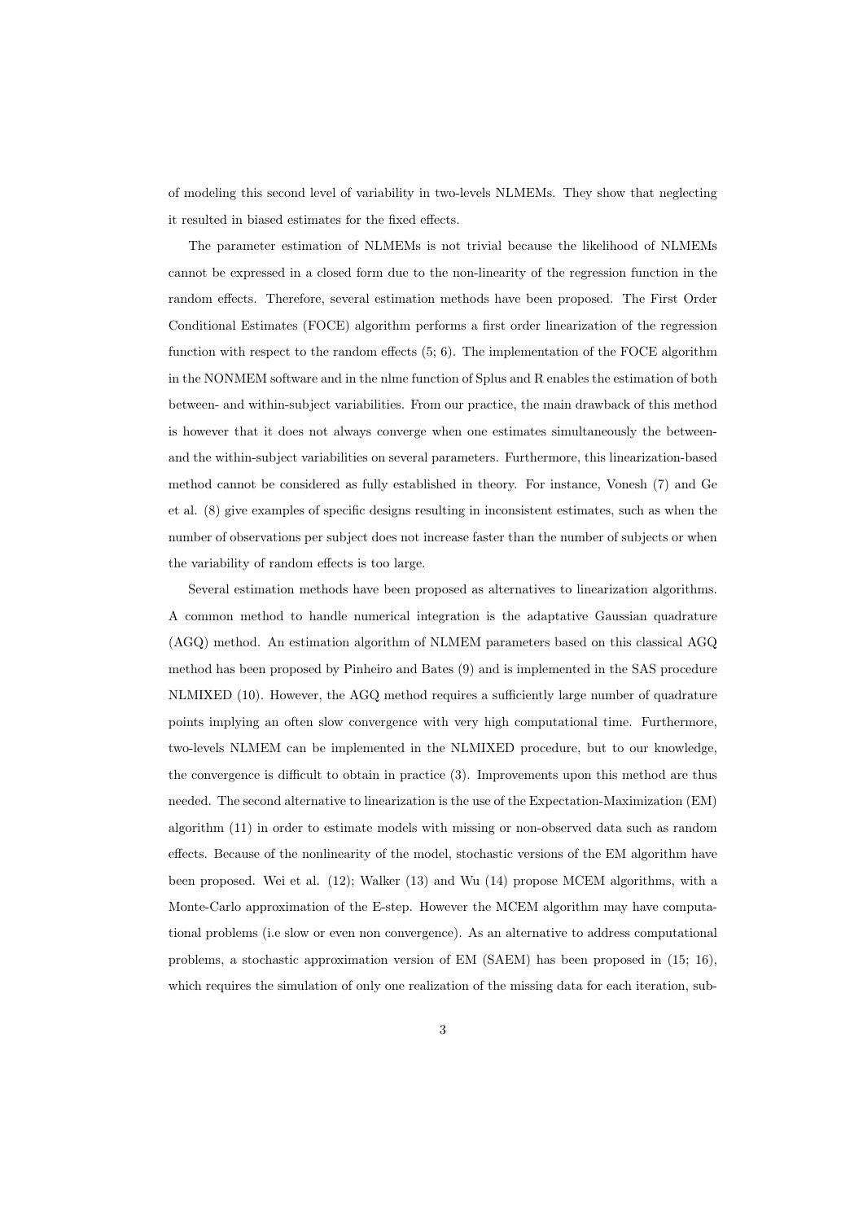of modeling this second level of variability in two-levels NLMEMs. They show that neglecting it resulted in biased estimates for the fixed effects.

The parameter estimation of NLMEMs is not trivial because the likelihood of NLMEMs cannot be expressed in a closed form due to the non-linearity of the regression function in the random effects. Therefore, several estimation methods have been proposed. The First Order Conditional Estimates (FOCE) algorithm performs a first order linearization of the regression function with respect to the random effects (5; 6). The implementation of the FOCE algorithm in the NONMEM software and in the nlme function of Splus and R enables the estimation of both between- and within-subject variabilities. From our practice, the main drawback of this method is however that it does not always converge when one estimates simultaneously the between- and the within-subject variabilities on several parameters. Furthermore, this linearization-based method cannot be considered as fully established in theory. For instance, Vonesh (7) and Ge et al. (8) give examples of specific designs resulting in inconsistent estimates, such as when the number of observations per subject does not increase faster than the number of subjects or when the variability of random effects is too large.

Several estimation methods have been proposed as alternatives to linearization algorithms. A common method to handle numerical integration is the adaptative Gaussian quadrature (AGQ) method. An estimation algorithm of NLMEM parameters based on this classical AGQ method has been proposed by Pinheiro and Bates (9) and is implemented in the SAS procedure NLMIXED (10). However, the AGQ method requires a sufficiently large number of quadrature points implying an often slow convergence with very high computational time. Furthermore, two-levels NLMEM can be implemented in the NLMIXED procedure, but to our knowledge, the convergence is difficult to obtain in practice (3). Improvements upon this method are thus needed. The second alternative to linearization is the use of the Expectation-Maximization (EM) algorithm (11) in order to estimate models with missing or non-observed data such as random effects. Because of the nonlinearity of the model, stochastic versions of the EM algorithm have been proposed. Wei et al. (12); Walker (13) and Wu (14) propose MCEM algorithms, with a Monte-Carlo approximation of the E-step. However the MCEM algorithm may have computational problems (i.e slow or even non convergence). As an alternative to address computational problems, a stochastic approximation version of EM (SAEM) has been proposed in (15; 16), which requires the simulation of only one realization of the missing data for each iteration, sub-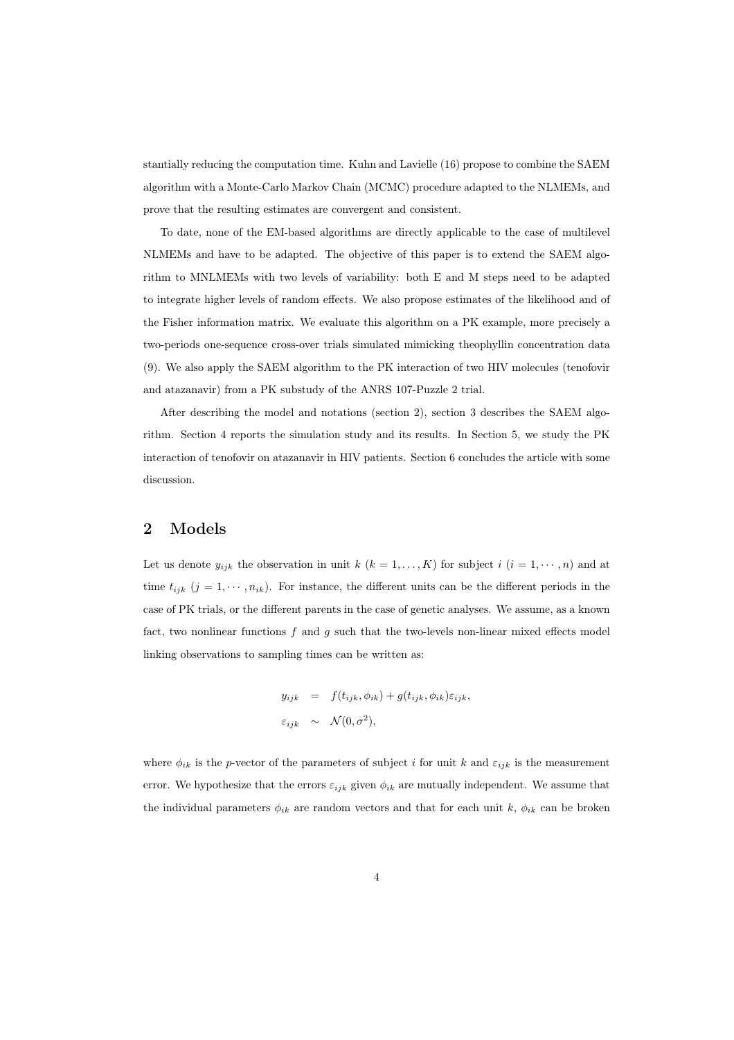stantially reducing the computation time. Kuhn and Lavielle (16) propose to combine the SAEM algorithm with a Monte-Carlo Markov Chain (MCMC) procedure adapted to the NLMEMs, and prove that the resulting estimates are convergent and consistent.

To date, none of the EM-based algorithms are directly applicable to the case of multilevel NLMEMs and have to be adapted. The objective of this paper is to extend the SAEM algorithm to MNLMEMs with two levels of variability: both E and M steps need to be adapted to integrate higher levels of random effects. We also propose estimates of the likelihood and of the Fisher information matrix. We evaluate this algorithm on a PK example, more precisely a two-periods one-sequence cross-over trials simulated mimicking theophyllin concentration data (9). We also apply the SAEM algorithm to the PK interaction of two HIV molecules (tenofovir and atazanavir) from a PK substudy of the ANRS 107-Puzzle 2 trial.

After describing the model and notations (section 2), section 3 describes the SAEM algorithm. Section 4 reports the simulation study and its results. In Section 5, we study the PK interaction of tenofovir on atazanavir in HIV patients. Section 6 concludes the article with some discussion.

## 2 Models

Let us denote $y_{ijk}$ the observation in unit $k$ ($k = 1, \ldots, K$) for subject $i$ ($i = 1, \cdots, n$) and at time $t_{ijk}$ ($j = 1, \cdots, n_{ik}$). For instance, the different units can be the different periods in the case of PK trials, or the different parents in the case of genetic analyses. We assume, as a known fact, two nonlinear functions $f$ and $g$ such that the two-levels non-linear mixed effects model linking observations to sampling times can be written as:

$$
\begin{aligned}
y_{ijk} &= f(t_{ijk}, \phi_{ik}) + g(t_{ijk}, \phi_{ik})\varepsilon_{ijk}, \\
\varepsilon_{ijk} &\sim \mathcal{N}(0, \sigma^2),
\end{aligned}
$$

where $\phi_{ik}$ is the $p$-vector of the parameters of subject $i$ for unit $k$ and $\varepsilon_{ijk}$ is the measurement error. We hypothesize that the errors $\varepsilon_{ijk}$ given $\phi_{ik}$ are mutually independent. We assume that the individual parameters $\phi_{ik}$ are random vectors and that for each unit $k$, $\phi_{ik}$ can be broken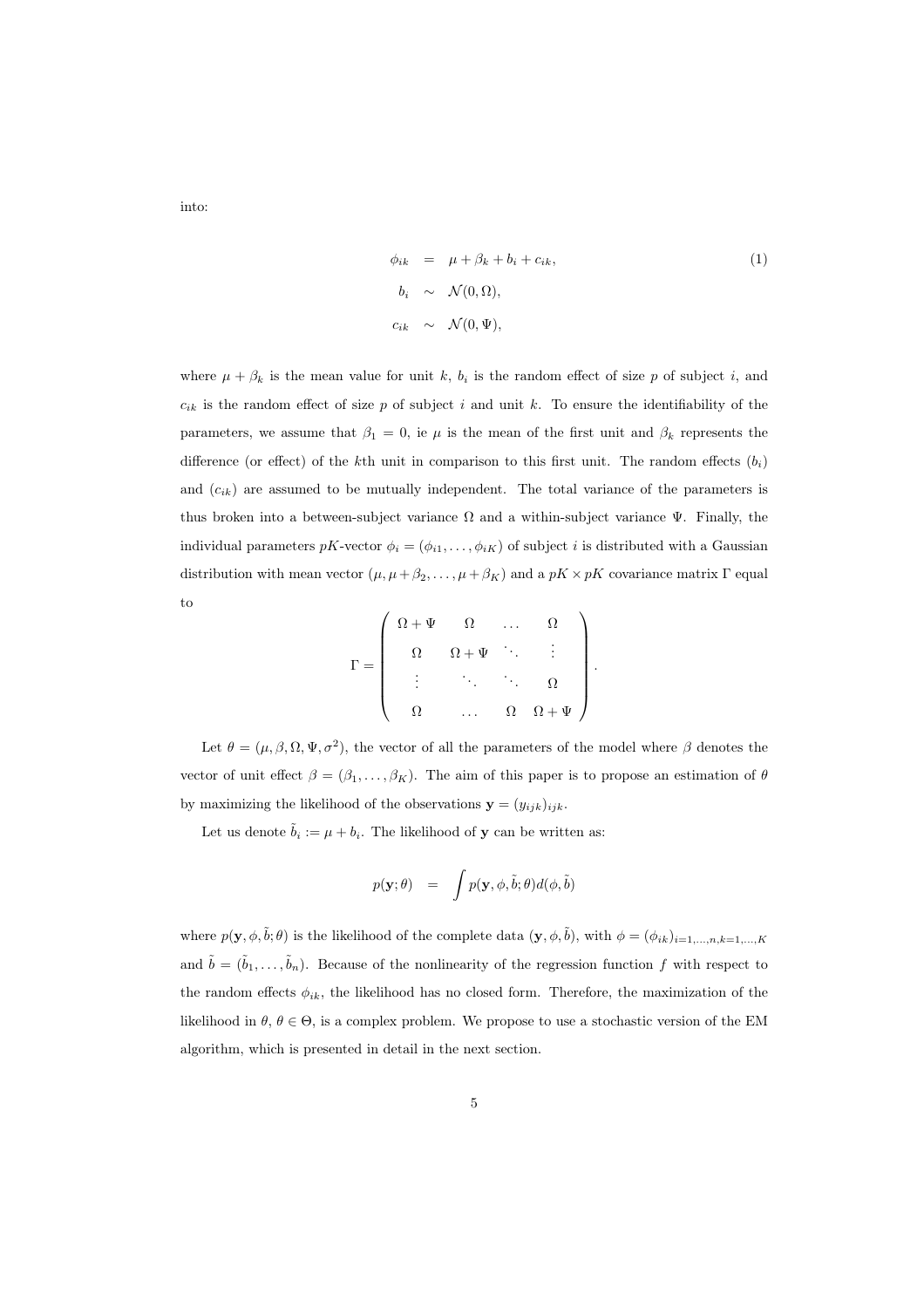into:

$$
\begin{aligned}
\phi_{ik} &= \mu + \beta_k + b_i + c_{ik}, \\
b_i &\sim \mathcal{N}(0, \Omega), \\
c_{ik} &\sim \mathcal{N}(0, \Psi),
\end{aligned} \tag{1}
$$

where $\mu + \beta_k$ is the mean value for unit $k$, $b_i$ is the random effect of size $p$ of subject $i$, and $c_{ik}$ is the random effect of size $p$ of subject $i$ and unit $k$. To ensure the identifiability of the parameters, we assume that $\beta_1 = 0$, ie $\mu$ is the mean of the first unit and $\beta_k$ represents the difference (or effect) of the $k$th unit in comparison to this first unit. The random effects $(b_i)$ and $(c_{ik})$ are assumed to be mutually independent. The total variance of the parameters is thus broken into a between-subject variance $\Omega$ and a within-subject variance $\Psi$. Finally, the individual parameters $pK$-vector $\phi_i = (\phi_{i1}, \dots, \phi_{iK})$ of subject $i$ is distributed with a Gaussian distribution with mean vector $(\mu, \mu + \beta_2, \dots, \mu + \beta_K)$ and a $pK \times pK$ covariance matrix $\Gamma$ equal to

$$
\Gamma = \begin{pmatrix}
\Omega + \Psi & \Omega & \dots & \Omega \\
\Omega & \Omega + \Psi & \ddots & \vdots \\
\vdots & \ddots & \ddots & \Omega \\
\Omega & \dots & \Omega & \Omega + \Psi
\end{pmatrix}.
$$

Let $\theta = (\mu, \beta, \Omega, \Psi, \sigma^2)$, the vector of all the parameters of the model where $\beta$ denotes the vector of unit effect $\beta = (\beta_1, \dots, \beta_K)$. The aim of this paper is to propose an estimation of $\theta$ by maximizing the likelihood of the observations $\mathbf{y} = (y_{ijk})_{ijk}$.

Let us denote $\tilde{b}_i := \mu + b_i$. The likelihood of $\mathbf{y}$ can be written as:

$$
p(\mathbf{y}; \theta) = \int p(\mathbf{y}, \phi, \tilde{b}; \theta) d(\phi, \tilde{b})
$$

where $p(\mathbf{y}, \phi, \tilde{b}; \theta)$ is the likelihood of the complete data $(\mathbf{y}, \phi, \tilde{b})$, with $\phi = (\phi_{ik})_{i=1,\dots,n,k=1,\dots,K}$ and $\tilde{b} = (\tilde{b}_1, \dots, \tilde{b}_n)$. Because of the nonlinearity of the regression function $f$ with respect to the random effects $\phi_{ik}$, the likelihood has no closed form. Therefore, the maximization of the likelihood in $\theta$, $\theta \in \Theta$, is a complex problem. We propose to use a stochastic version of the EM algorithm, which is presented in detail in the next section.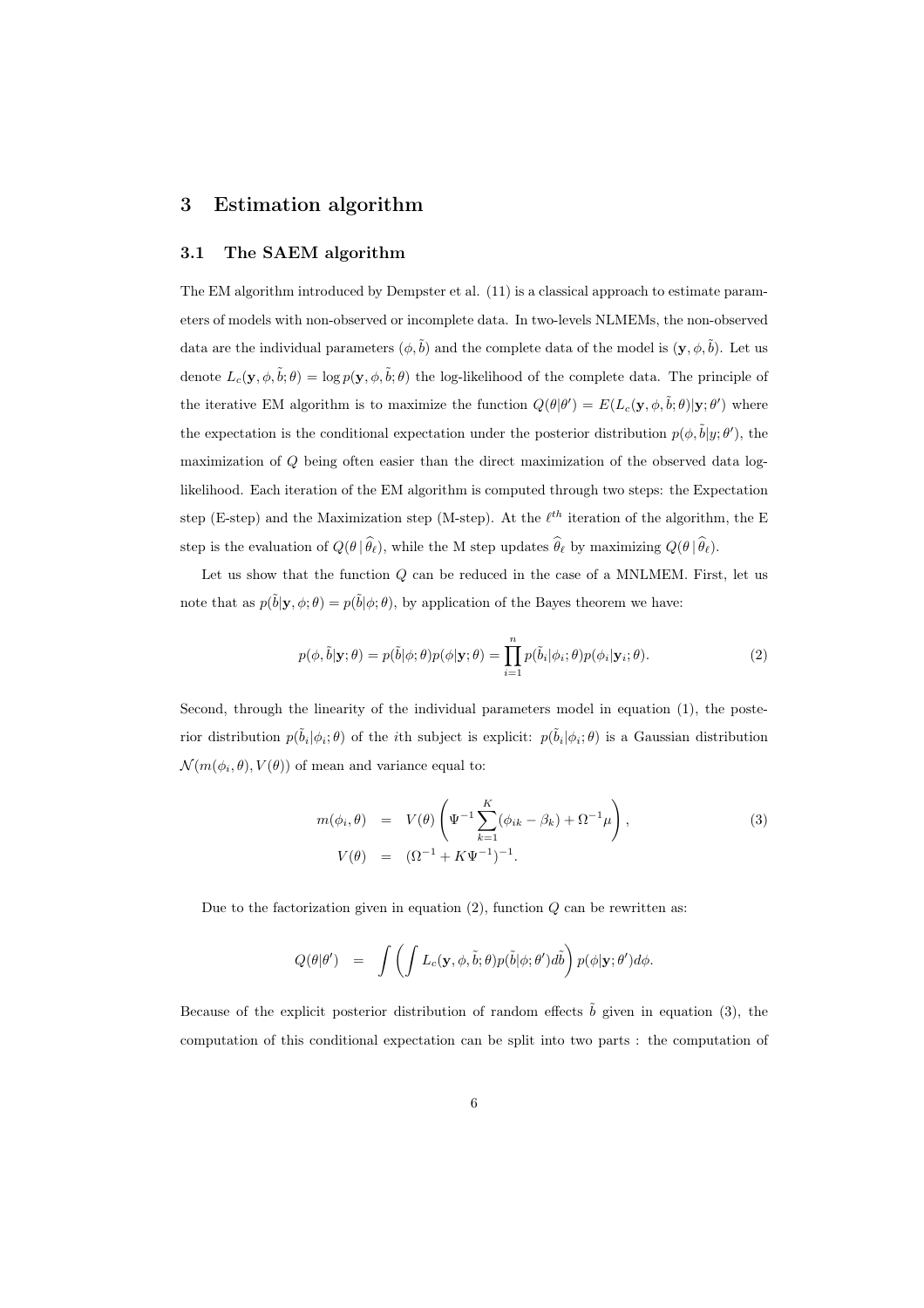# 3 Estimation algorithm

## 3.1 The SAEM algorithm

The EM algorithm introduced by Dempster et al. (11) is a classical approach to estimate parameters of models with non-observed or incomplete data. In two-levels NLMEMs, the non-observed data are the individual parameters $(\phi, \tilde{b})$ and the complete data of the model is $(\mathbf{y}, \phi, \tilde{b})$. Let us denote $L_c(\mathbf{y}, \phi, \tilde{b}; \theta) = \log p(\mathbf{y}, \phi, \tilde{b}; \theta)$ the log-likelihood of the complete data. The principle of the iterative EM algorithm is to maximize the function $Q(\theta|\theta') = E(L_c(\mathbf{y}, \phi, \tilde{b}; \theta)|\mathbf{y}; \theta')$ where the expectation is the conditional expectation under the posterior distribution $p(\phi, \tilde{b}|y; \theta')$, the maximization of $Q$ being often easier than the direct maximization of the observed data log-likelihood. Each iteration of the EM algorithm is computed through two steps: the Expectation step (E-step) and the Maximization step (M-step). At the $\ell^{th}$ iteration of the algorithm, the E step is the evaluation of $Q(\theta \,|\, \widehat{\theta}_\ell)$, while the M step updates $\widehat{\theta}_\ell$ by maximizing $Q(\theta \,|\, \widehat{\theta}_\ell)$.

Let us show that the function $Q$ can be reduced in the case of a MNLMEM. First, let us note that as $p(\tilde{b}|\mathbf{y}, \phi; \theta) = p(\tilde{b}|\phi; \theta)$, by application of the Bayes theorem we have:

$$p(\phi, \tilde{b}|\mathbf{y}; \theta) = p(\tilde{b}|\phi; \theta)p(\phi|\mathbf{y}; \theta) = \prod_{i=1}^{n} p(\tilde{b}_i|\phi_i; \theta)p(\phi_i|\mathbf{y}_i; \theta). \tag{2}$$

Second, through the linearity of the individual parameters model in equation (1), the posterior distribution $p(\tilde{b}_i|\phi_i; \theta)$ of the $i$th subject is explicit: $p(\tilde{b}_i|\phi_i; \theta)$ is a Gaussian distribution $\mathcal{N}(m(\phi_i, \theta), V(\theta))$ of mean and variance equal to:

$$\begin{aligned} m(\phi_i, \theta) &= V(\theta)\left(\Psi^{-1}\sum_{k=1}^{K}(\phi_{ik} - \beta_k) + \Omega^{-1}\mu\right), \\ V(\theta) &= (\Omega^{-1} + K\Psi^{-1})^{-1}. \end{aligned} \tag{3}$$

Due to the factorization given in equation (2), function $Q$ can be rewritten as:

$$Q(\theta|\theta') \;=\; \int \left(\int L_c(\mathbf{y}, \phi, \tilde{b}; \theta)p(\tilde{b}|\phi; \theta')d\tilde{b}\right) p(\phi|\mathbf{y}; \theta')d\phi.$$

Because of the explicit posterior distribution of random effects $\tilde{b}$ given in equation (3), the computation of this conditional expectation can be split into two parts : the computation of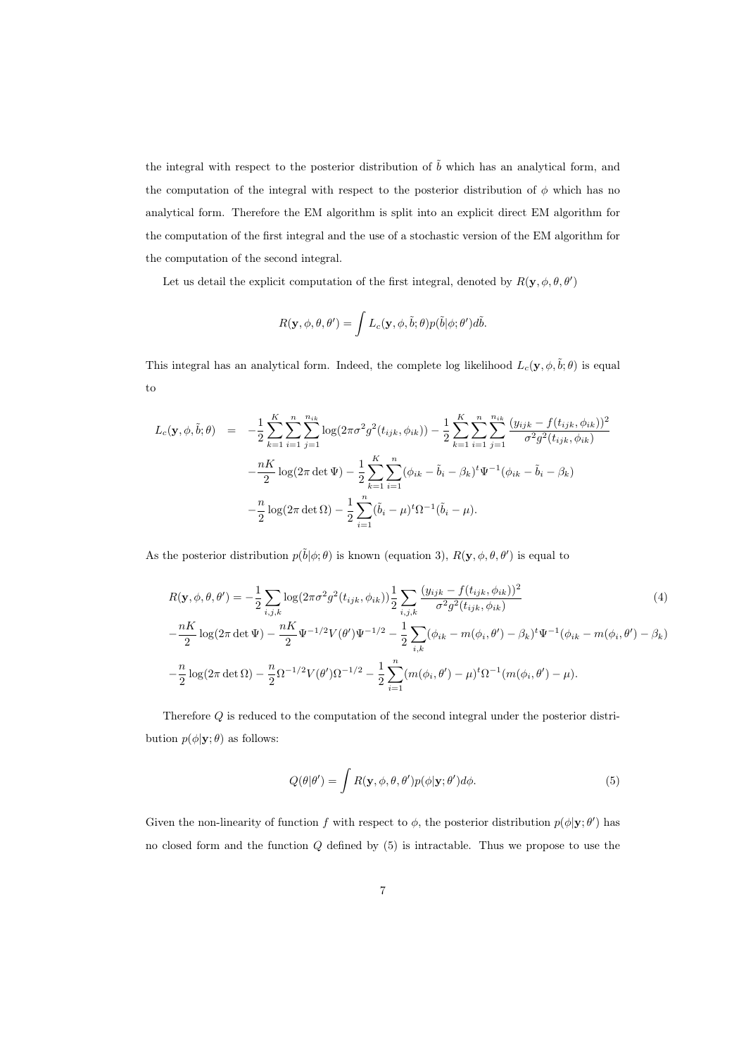the integral with respect to the posterior distribution of $\tilde{b}$ which has an analytical form, and the computation of the integral with respect to the posterior distribution of $\phi$ which has no analytical form. Therefore the EM algorithm is split into an explicit direct EM algorithm for the computation of the first integral and the use of a stochastic version of the EM algorithm for the computation of the second integral.

Let us detail the explicit computation of the first integral, denoted by $R(\mathbf{y}, \phi, \theta, \theta')$

$$R(\mathbf{y}, \phi, \theta, \theta') = \int L_c(\mathbf{y}, \phi, \tilde{b}; \theta) p(\tilde{b}|\phi; \theta') d\tilde{b}.$$

This integral has an analytical form. Indeed, the complete log likelihood $L_c(\mathbf{y}, \phi, \tilde{b}; \theta)$ is equal to

$$\begin{aligned}
L_c(\mathbf{y}, \phi, \tilde{b}; \theta) &= -\frac{1}{2}\sum_{k=1}^{K}\sum_{i=1}^{n}\sum_{j=1}^{n_{ik}} \log(2\pi\sigma^2 g^2(t_{ijk}, \phi_{ik})) - \frac{1}{2}\sum_{k=1}^{K}\sum_{i=1}^{n}\sum_{j=1}^{n_{ik}} \frac{(y_{ijk} - f(t_{ijk}, \phi_{ik}))^2}{\sigma^2 g^2(t_{ijk}, \phi_{ik})} \\
&\quad -\frac{nK}{2}\log(2\pi \det \Psi) - \frac{1}{2}\sum_{k=1}^{K}\sum_{i=1}^{n}(\phi_{ik} - \tilde{b}_i - \beta_k)^t \Psi^{-1}(\phi_{ik} - \tilde{b}_i - \beta_k) \\
&\quad -\frac{n}{2}\log(2\pi \det \Omega) - \frac{1}{2}\sum_{i=1}^{n}(\tilde{b}_i - \mu)^t \Omega^{-1}(\tilde{b}_i - \mu).
\end{aligned}$$

As the posterior distribution $p(\tilde{b}|\phi; \theta)$ is known (equation 3), $R(\mathbf{y}, \phi, \theta, \theta')$ is equal to

$$\begin{aligned}
R(\mathbf{y}, \phi, \theta, \theta') &= -\frac{1}{2}\sum_{i,j,k} \log(2\pi\sigma^2 g^2(t_{ijk}, \phi_{ik}))\frac{1}{2}\sum_{i,j,k} \frac{(y_{ijk} - f(t_{ijk}, \phi_{ik}))^2}{\sigma^2 g^2(t_{ijk}, \phi_{ik})} \qquad (4) \\
&-\frac{nK}{2}\log(2\pi \det \Psi) - \frac{nK}{2}\Psi^{-1/2}V(\theta')\Psi^{-1/2} - \frac{1}{2}\sum_{i,k}(\phi_{ik} - m(\phi_i, \theta') - \beta_k)^t \Psi^{-1}(\phi_{ik} - m(\phi_i, \theta') - \beta_k) \\
&-\frac{n}{2}\log(2\pi \det \Omega) - \frac{n}{2}\Omega^{-1/2}V(\theta')\Omega^{-1/2} - \frac{1}{2}\sum_{i=1}^{n}(m(\phi_i, \theta') - \mu)^t \Omega^{-1}(m(\phi_i, \theta') - \mu).
\end{aligned}$$

Therefore $Q$ is reduced to the computation of the second integral under the posterior distribution $p(\phi|\mathbf{y}; \theta)$ as follows:

$$Q(\theta|\theta') = \int R(\mathbf{y}, \phi, \theta, \theta') p(\phi|\mathbf{y}; \theta') d\phi. \qquad (5)$$

Given the non-linearity of function $f$ with respect to $\phi$, the posterior distribution $p(\phi|\mathbf{y}; \theta')$ has no closed form and the function $Q$ defined by (5) is intractable. Thus we propose to use the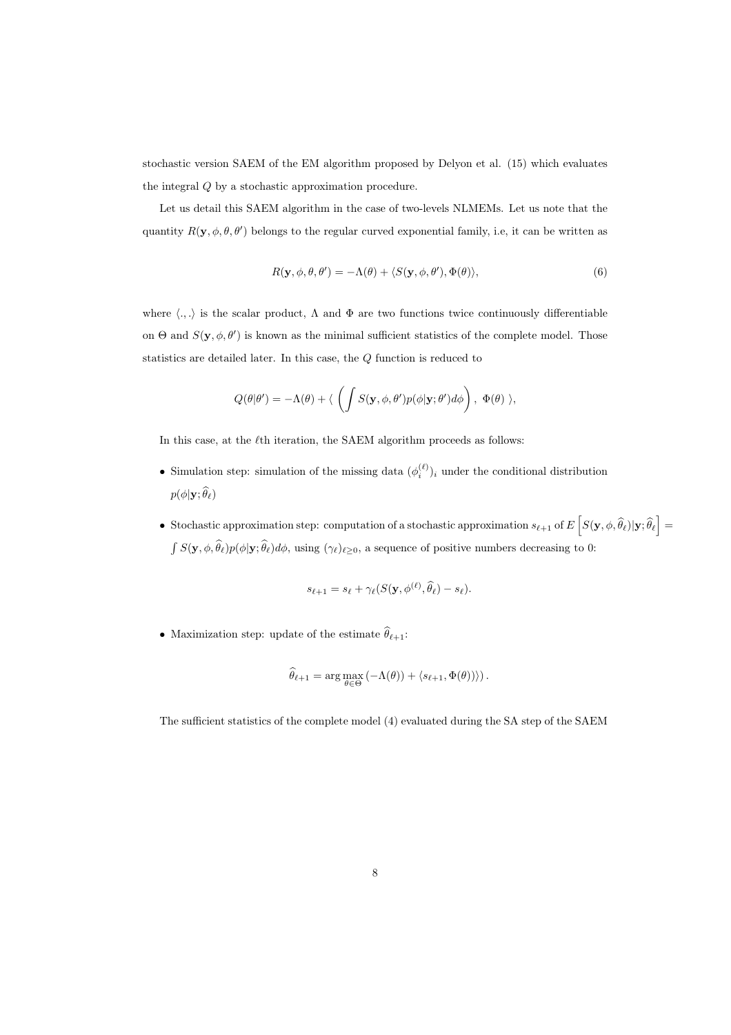stochastic version SAEM of the EM algorithm proposed by Delyon et al. (15) which evaluates the integral $Q$ by a stochastic approximation procedure.

Let us detail this SAEM algorithm in the case of two-levels NLMEMs. Let us note that the quantity $R(\mathbf{y}, \phi, \theta, \theta')$ belongs to the regular curved exponential family, i.e, it can be written as

$$R(\mathbf{y}, \phi, \theta, \theta') = -\Lambda(\theta) + \langle S(\mathbf{y}, \phi, \theta'), \Phi(\theta) \rangle, \tag{6}$$

where $\langle ., . \rangle$ is the scalar product, $\Lambda$ and $\Phi$ are two functions twice continuously differentiable on $\Theta$ and $S(\mathbf{y}, \phi, \theta')$ is known as the minimal sufficient statistics of the complete model. Those statistics are detailed later. In this case, the $Q$ function is reduced to

$$Q(\theta|\theta') = -\Lambda(\theta) + \langle \left( \int S(\mathbf{y}, \phi, \theta') p(\phi|\mathbf{y}; \theta') d\phi \right), \ \Phi(\theta) \ \rangle,$$

In this case, at the $\ell$th iteration, the SAEM algorithm proceeds as follows:

- Simulation step: simulation of the missing data $(\phi_i^{(\ell)})_i$ under the conditional distribution $p(\phi|\mathbf{y}; \widehat{\theta}_\ell)$
- Stochastic approximation step: computation of a stochastic approximation $s_{\ell+1}$ of $E\left[S(\mathbf{y}, \phi, \widehat{\theta}_\ell)|\mathbf{y}; \widehat{\theta}_\ell\right] = \int S(\mathbf{y}, \phi, \widehat{\theta}_\ell) p(\phi|\mathbf{y}; \widehat{\theta}_\ell) d\phi$, using $(\gamma_\ell)_{\ell \geq 0}$, a sequence of positive numbers decreasing to 0:

$$s_{\ell+1} = s_\ell + \gamma_\ell (S(\mathbf{y}, \phi^{(\ell)}, \widehat{\theta}_\ell) - s_\ell).$$

- Maximization step: update of the estimate $\widehat{\theta}_{\ell+1}$:

$$\widehat{\theta}_{\ell+1} = \arg\max_{\theta \in \Theta} \left(-\Lambda(\theta) + \langle s_{\ell+1}, \Phi(\theta) \rangle\right).$$

The sufficient statistics of the complete model (4) evaluated during the SA step of the SAEM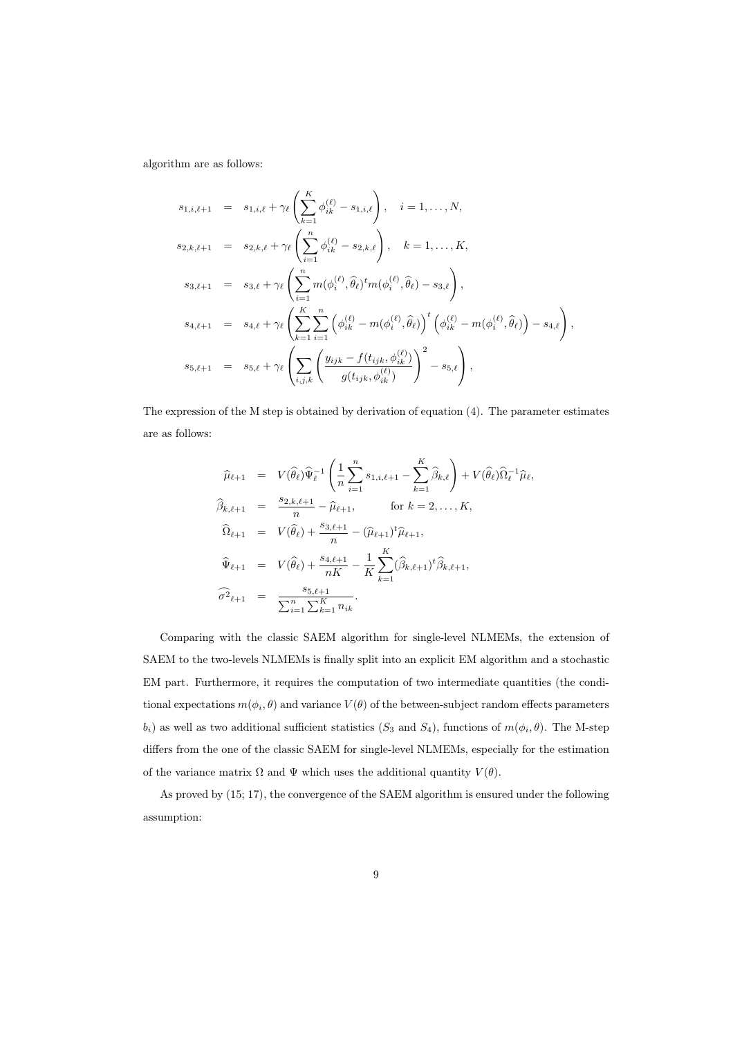algorithm are as follows:

$$
\begin{aligned}
s_{1,i,\ell+1} &= s_{1,i,\ell} + \gamma_\ell \left( \sum_{k=1}^{K} \phi_{ik}^{(\ell)} - s_{1,i,\ell} \right), \quad i = 1, \ldots, N, \\
s_{2,k,\ell+1} &= s_{2,k,\ell} + \gamma_\ell \left( \sum_{i=1}^{n} \phi_{ik}^{(\ell)} - s_{2,k,\ell} \right), \quad k = 1, \ldots, K, \\
s_{3,\ell+1} &= s_{3,\ell} + \gamma_\ell \left( \sum_{i=1}^{n} m(\phi_i^{(\ell)}, \widehat{\theta}_\ell)^t m(\phi_i^{(\ell)}, \widehat{\theta}_\ell) - s_{3,\ell} \right), \\
s_{4,\ell+1} &= s_{4,\ell} + \gamma_\ell \left( \sum_{k=1}^{K} \sum_{i=1}^{n} \left( \phi_{ik}^{(\ell)} - m(\phi_i^{(\ell)}, \widehat{\theta}_\ell) \right)^t \left( \phi_{ik}^{(\ell)} - m(\phi_i^{(\ell)}, \widehat{\theta}_\ell) \right) - s_{4,\ell} \right), \\
s_{5,\ell+1} &= s_{5,\ell} + \gamma_\ell \left( \sum_{i,j,k} \left( \frac{y_{ijk} - f(t_{ijk}, \phi_{ik}^{(\ell)})}{g(t_{ijk}, \phi_{ik}^{(\ell)})} \right)^2 - s_{5,\ell} \right),
\end{aligned}
$$

The expression of the M step is obtained by derivation of equation (4). The parameter estimates are as follows:

$$
\begin{aligned}
\widehat{\mu}_{\ell+1} &= V(\widehat{\theta}_\ell) \widehat{\Psi}_\ell^{-1} \left( \frac{1}{n} \sum_{i=1}^{n} s_{1,i,\ell+1} - \sum_{k=1}^{K} \widehat{\beta}_{k,\ell} \right) + V(\widehat{\theta}_\ell) \widehat{\Omega}_\ell^{-1} \widehat{\mu}_\ell, \\
\widehat{\beta}_{k,\ell+1} &= \frac{s_{2,k,\ell+1}}{n} - \widehat{\mu}_{\ell+1}, \qquad \text{for } k = 2, \ldots, K, \\
\widehat{\Omega}_{\ell+1} &= V(\widehat{\theta}_\ell) + \frac{s_{3,\ell+1}}{n} - (\widehat{\mu}_{\ell+1})^t \widehat{\mu}_{\ell+1}, \\
\widehat{\Psi}_{\ell+1} &= V(\widehat{\theta}_\ell) + \frac{s_{4,\ell+1}}{nK} - \frac{1}{K} \sum_{k=1}^{K} (\widehat{\beta}_{k,\ell+1})^t \widehat{\beta}_{k,\ell+1}, \\
\widehat{\sigma^2}_{\ell+1} &= \frac{s_{5,\ell+1}}{\sum_{i=1}^{n} \sum_{k=1}^{K} n_{ik}}.
\end{aligned}
$$

Comparing with the classic SAEM algorithm for single-level NLMEMs, the extension of SAEM to the two-levels NLMEMs is finally split into an explicit EM algorithm and a stochastic EM part. Furthermore, it requires the computation of two intermediate quantities (the conditional expectations $m(\phi_i, \theta)$ and variance $V(\theta)$ of the between-subject random effects parameters $b_i$) as well as two additional sufficient statistics ($S_3$ and $S_4$), functions of $m(\phi_i, \theta)$. The M-step differs from the one of the classic SAEM for single-level NLMEMs, especially for the estimation of the variance matrix $\Omega$ and $\Psi$ which uses the additional quantity $V(\theta)$.

As proved by (15; 17), the convergence of the SAEM algorithm is ensured under the following assumption: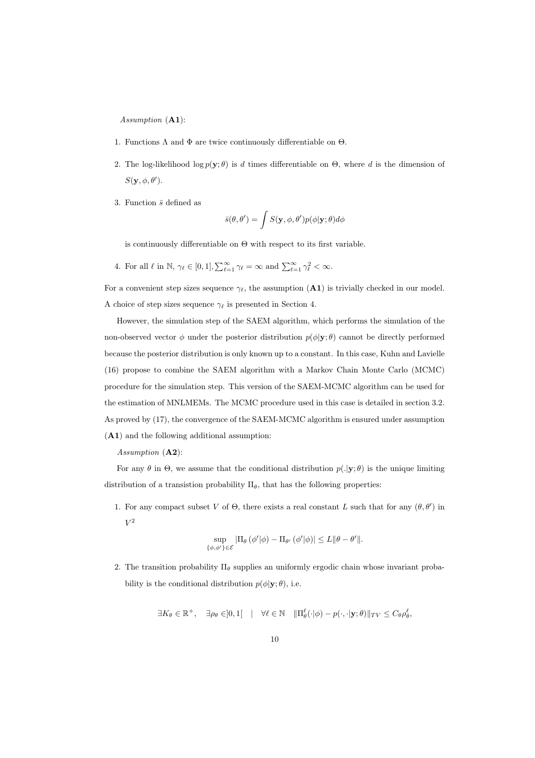*Assumption* (**A1**):

1. Functions $\Lambda$ and $\Phi$ are twice continuously differentiable on $\Theta$.

2. The log-likelihood $\log p(\mathbf{y};\theta)$ is $d$ times differentiable on $\Theta$, where $d$ is the dimension of $S(\mathbf{y},\phi,\theta')$.

3. Function $\bar{s}$ defined as

$$\bar{s}(\theta,\theta') = \int S(\mathbf{y},\phi,\theta')p(\phi|\mathbf{y};\theta)d\phi$$

is continuously differentiable on $\Theta$ with respect to its first variable.

4. For all $\ell$ in $\mathbb{N}$, $\gamma_\ell \in [0,1]$, $\sum_{\ell=1}^{\infty}\gamma_\ell = \infty$ and $\sum_{\ell=1}^{\infty}\gamma_\ell^2 < \infty$.

For a convenient step sizes sequence $\gamma_\ell$, the assumption (**A1**) is trivially checked in our model. A choice of step sizes sequence $\gamma_\ell$ is presented in Section 4.

However, the simulation step of the SAEM algorithm, which performs the simulation of the non-observed vector $\phi$ under the posterior distribution $p(\phi|\mathbf{y};\theta)$ cannot be directly performed because the posterior distribution is only known up to a constant. In this case, Kuhn and Lavielle (16) propose to combine the SAEM algorithm with a Markov Chain Monte Carlo (MCMC) procedure for the simulation step. This version of the SAEM-MCMC algorithm can be used for the estimation of MNLMEMs. The MCMC procedure used in this case is detailed in section 3.2. As proved by (17), the convergence of the SAEM-MCMC algorithm is ensured under assumption (**A1**) and the following additional assumption:

*Assumption* (**A2**):

For any $\theta$ in $\Theta$, we assume that the conditional distribution $p(.|\mathbf{y};\theta)$ is the unique limiting distribution of a transistion probability $\Pi_\theta$, that has the following properties:

1. For any compact subset $V$ of $\Theta$, there exists a real constant $L$ such that for any $(\theta,\theta')$ in $V^2$

$$\sup_{\{\phi,\phi'\}\in\mathcal{E}} |\Pi_\theta(\phi'|\phi) - \Pi_{\theta'}(\phi'|\phi)| \leq L\|\theta-\theta'\|.$$

2. The transition probability $\Pi_\theta$ supplies an uniformly ergodic chain whose invariant probability is the conditional distribution $p(\phi|\mathbf{y};\theta)$, i.e.

$$\exists K_\theta \in \mathbb{R}^+, \quad \exists \rho_\theta \in ]0,1[ \quad | \quad \forall \ell \in \mathbb{N} \quad \|\Pi_\theta^\ell(\cdot|\phi) - p(\cdot,\cdot|\mathbf{y};\theta)\|_{TV} \leq C_\theta \rho_\theta^\ell,$$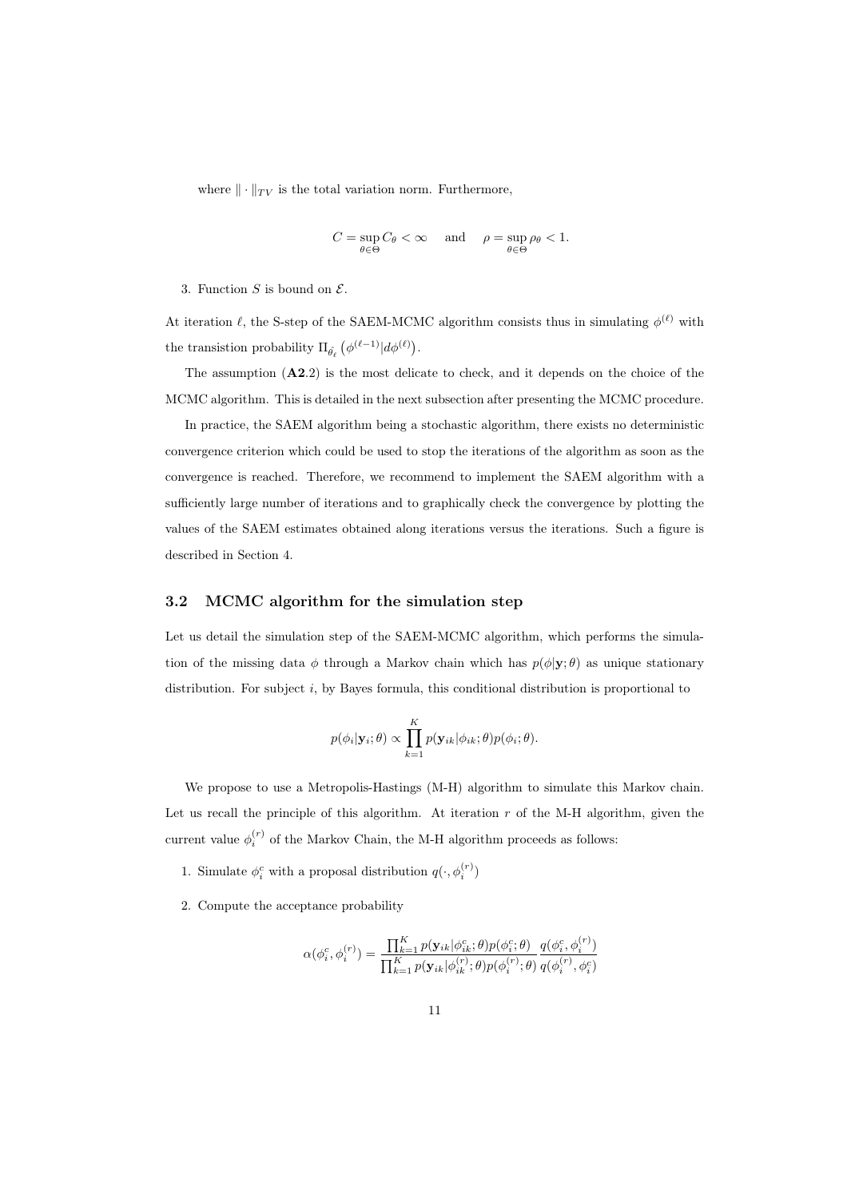where $\| \cdot \|_{TV}$ is the total variation norm. Furthermore,

$$C = \sup_{\theta \in \Theta} C_\theta < \infty \quad \text{and} \quad \rho = \sup_{\theta \in \Theta} \rho_\theta < 1.$$

3. Function $S$ is bound on $\mathcal{E}$.

At iteration $\ell$, the S-step of the SAEM-MCMC algorithm consists thus in simulating $\phi^{(\ell)}$ with the transistion probability $\Pi_{\hat{\theta}_\ell}\left(\phi^{(\ell-1)} | d\phi^{(\ell)}\right)$.

The assumption (**A2**.2) is the most delicate to check, and it depends on the choice of the MCMC algorithm. This is detailed in the next subsection after presenting the MCMC procedure.

In practice, the SAEM algorithm being a stochastic algorithm, there exists no deterministic convergence criterion which could be used to stop the iterations of the algorithm as soon as the convergence is reached. Therefore, we recommend to implement the SAEM algorithm with a sufficiently large number of iterations and to graphically check the convergence by plotting the values of the SAEM estimates obtained along iterations versus the iterations. Such a figure is described in Section 4.

### 3.2 MCMC algorithm for the simulation step

Let us detail the simulation step of the SAEM-MCMC algorithm, which performs the simulation of the missing data $\phi$ through a Markov chain which has $p(\phi|\mathbf{y};\theta)$ as unique stationary distribution. For subject $i$, by Bayes formula, this conditional distribution is proportional to

$$p(\phi_i|\mathbf{y}_i;\theta) \propto \prod_{k=1}^{K} p(\mathbf{y}_{ik}|\phi_{ik};\theta)p(\phi_i;\theta).$$

We propose to use a Metropolis-Hastings (M-H) algorithm to simulate this Markov chain. Let us recall the principle of this algorithm. At iteration $r$ of the M-H algorithm, given the current value $\phi_i^{(r)}$ of the Markov Chain, the M-H algorithm proceeds as follows:

1. Simulate $\phi_i^c$ with a proposal distribution $q(\cdot, \phi_i^{(r)})$

2. Compute the acceptance probability

$$\alpha(\phi_i^c, \phi_i^{(r)}) = \frac{\prod_{k=1}^{K} p(\mathbf{y}_{ik}|\phi_{ik}^c;\theta)p(\phi_i^c;\theta)}{\prod_{k=1}^{K} p(\mathbf{y}_{ik}|\phi_{ik}^{(r)};\theta)p(\phi_i^{(r)};\theta)} \frac{q(\phi_i^c, \phi_i^{(r)})}{q(\phi_i^{(r)}, \phi_i^c)}$$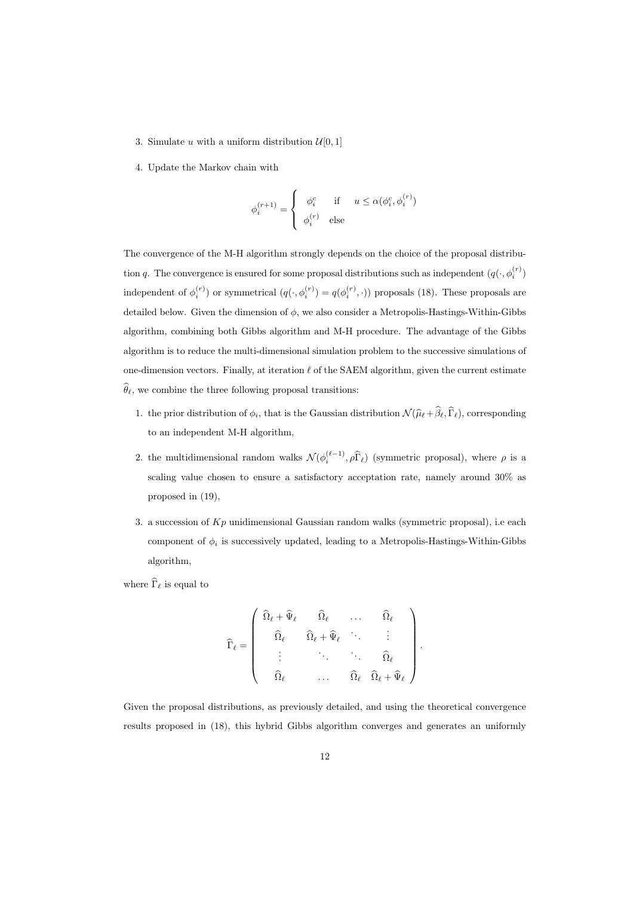3. Simulate $u$ with a uniform distribution $\mathcal{U}[0,1]$

4. Update the Markov chain with

$$\phi_i^{(r+1)} = \begin{cases} \phi_i^c & \text{if} \quad u \leq \alpha(\phi_i^c, \phi_i^{(r)}) \\ \phi_i^{(r)} & \text{else} \end{cases}$$

The convergence of the M-H algorithm strongly depends on the choice of the proposal distribution $q$. The convergence is ensured for some proposal distributions such as independent ($q(\cdot, \phi_i^{(r)})$ independent of $\phi_i^{(r)}$) or symmetrical ($q(\cdot, \phi_i^{(r)}) = q(\phi_i^{(r)}, \cdot)$) proposals (18). These proposals are detailed below. Given the dimension of $\phi$, we also consider a Metropolis-Hastings-Within-Gibbs algorithm, combining both Gibbs algorithm and M-H procedure. The advantage of the Gibbs algorithm is to reduce the multi-dimensional simulation problem to the successive simulations of one-dimension vectors. Finally, at iteration $\ell$ of the SAEM algorithm, given the current estimate $\widehat{\theta}_\ell$, we combine the three following proposal transitions:

1. the prior distribution of $\phi_i$, that is the Gaussian distribution $\mathcal{N}(\widehat{\mu}_\ell + \widehat{\beta}_\ell, \widehat{\Gamma}_\ell)$, corresponding to an independent M-H algorithm,

2. the multidimensional random walks $\mathcal{N}(\phi_i^{(\ell-1)}, \rho\widehat{\Gamma}_\ell)$ (symmetric proposal), where $\rho$ is a scaling value chosen to ensure a satisfactory acceptation rate, namely around 30% as proposed in (19),

3. a succession of $Kp$ unidimensional Gaussian random walks (symmetric proposal), i.e each component of $\phi_i$ is successively updated, leading to a Metropolis-Hastings-Within-Gibbs algorithm,

where $\widehat{\Gamma}_\ell$ is equal to

$$\widehat{\Gamma}_\ell = \begin{pmatrix} \widehat{\Omega}_\ell + \widehat{\Psi}_\ell & \widehat{\Omega}_\ell & \dots & \widehat{\Omega}_\ell \\ \widehat{\Omega}_\ell & \widehat{\Omega}_\ell + \widehat{\Psi}_\ell & \ddots & \vdots \\ \vdots & \ddots & \ddots & \widehat{\Omega}_\ell \\ \widehat{\Omega}_\ell & \dots & \widehat{\Omega}_\ell & \widehat{\Omega}_\ell + \widehat{\Psi}_\ell \end{pmatrix}.$$

Given the proposal distributions, as previously detailed, and using the theoretical convergence results proposed in (18), this hybrid Gibbs algorithm converges and generates an uniformly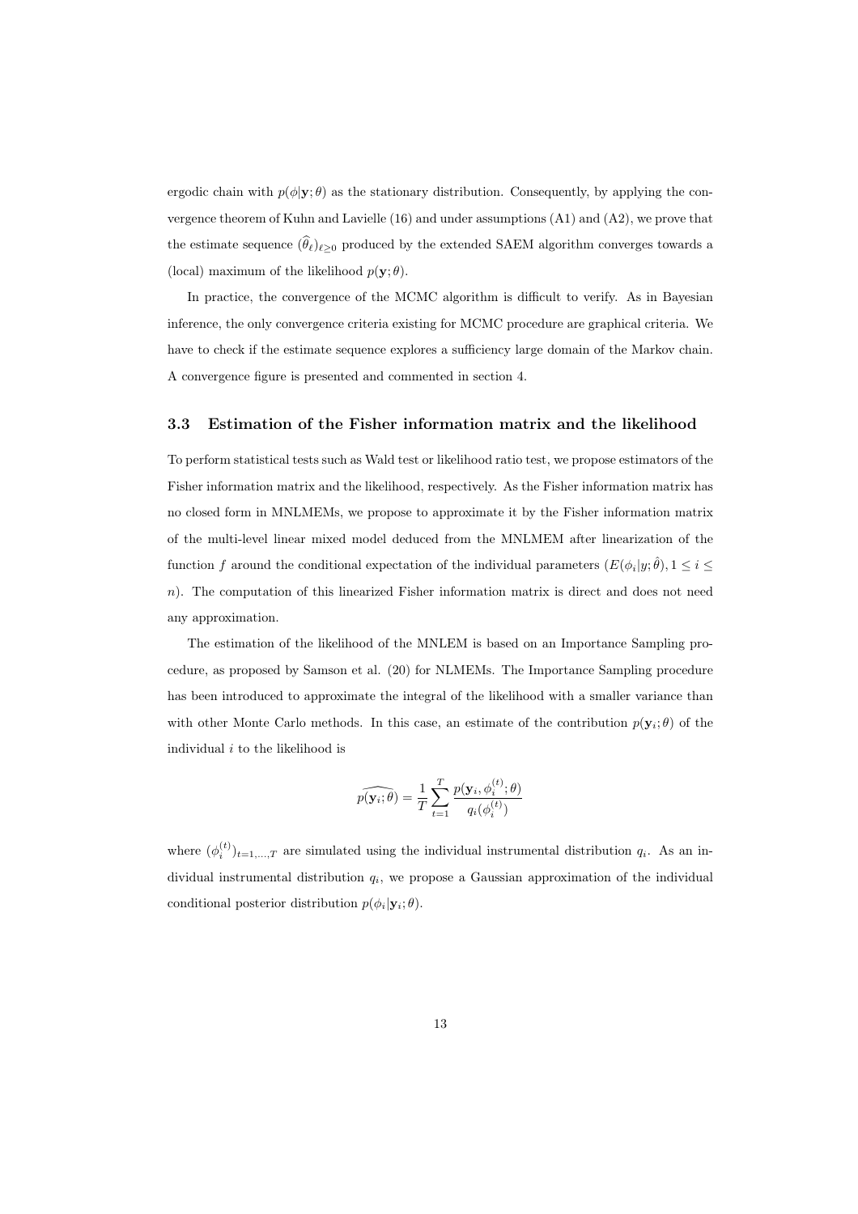ergodic chain with $p(\phi|\mathbf{y};\theta)$ as the stationary distribution. Consequently, by applying the convergence theorem of Kuhn and Lavielle (16) and under assumptions (A1) and (A2), we prove that the estimate sequence $(\widehat{\theta}_\ell)_{\ell \geq 0}$ produced by the extended SAEM algorithm converges towards a (local) maximum of the likelihood $p(\mathbf{y};\theta)$.

In practice, the convergence of the MCMC algorithm is difficult to verify. As in Bayesian inference, the only convergence criteria existing for MCMC procedure are graphical criteria. We have to check if the estimate sequence explores a sufficiency large domain of the Markov chain. A convergence figure is presented and commented in section 4.

### 3.3 Estimation of the Fisher information matrix and the likelihood

To perform statistical tests such as Wald test or likelihood ratio test, we propose estimators of the Fisher information matrix and the likelihood, respectively. As the Fisher information matrix has no closed form in MNLMEMs, we propose to approximate it by the Fisher information matrix of the multi-level linear mixed model deduced from the MNLMEM after linearization of the function $f$ around the conditional expectation of the individual parameters $(E(\phi_i|y;\hat{\theta}), 1 \leq i \leq n)$. The computation of this linearized Fisher information matrix is direct and does not need any approximation.

The estimation of the likelihood of the MNLEM is based on an Importance Sampling procedure, as proposed by Samson et al. (20) for NLMEMs. The Importance Sampling procedure has been introduced to approximate the integral of the likelihood with a smaller variance than with other Monte Carlo methods. In this case, an estimate of the contribution $p(\mathbf{y}_i;\theta)$ of the individual $i$ to the likelihood is

$$\widehat{p(\mathbf{y}_i;\theta)} = \frac{1}{T}\sum_{t=1}^{T} \frac{p(\mathbf{y}_i, \phi_i^{(t)};\theta)}{q_i(\phi_i^{(t)})}$$

where $(\phi_i^{(t)})_{t=1,\ldots,T}$ are simulated using the individual instrumental distribution $q_i$. As an individual instrumental distribution $q_i$, we propose a Gaussian approximation of the individual conditional posterior distribution $p(\phi_i|\mathbf{y}_i;\theta)$.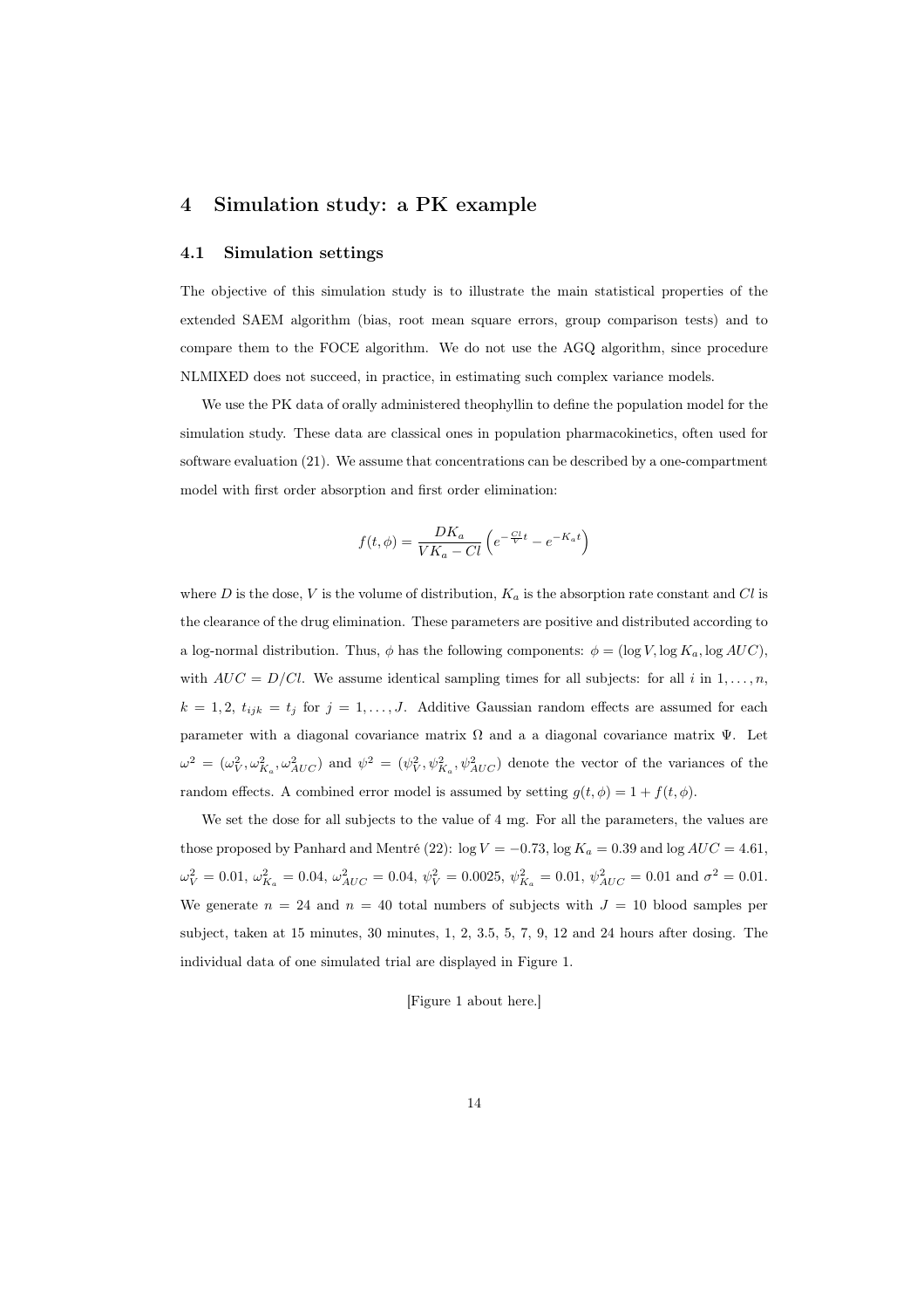# 4 Simulation study: a PK example

## 4.1 Simulation settings

The objective of this simulation study is to illustrate the main statistical properties of the extended SAEM algorithm (bias, root mean square errors, group comparison tests) and to compare them to the FOCE algorithm. We do not use the AGQ algorithm, since procedure NLMIXED does not succeed, in practice, in estimating such complex variance models.

We use the PK data of orally administered theophyllin to define the population model for the simulation study. These data are classical ones in population pharmacokinetics, often used for software evaluation (21). We assume that concentrations can be described by a one-compartment model with first order absorption and first order elimination:

$$f(t, \phi) = \frac{DK_a}{VK_a - Cl}\left(e^{-\frac{Cl}{V}t} - e^{-K_a t}\right)$$

where $D$ is the dose, $V$ is the volume of distribution, $K_a$ is the absorption rate constant and $Cl$ is the clearance of the drug elimination. These parameters are positive and distributed according to a log-normal distribution. Thus, $\phi$ has the following components: $\phi = (\log V, \log K_a, \log AUC)$, with $AUC = D/Cl$. We assume identical sampling times for all subjects: for all $i$ in $1, \ldots, n$, $k = 1, 2$, $t_{ijk} = t_j$ for $j = 1, \ldots, J$. Additive Gaussian random effects are assumed for each parameter with a diagonal covariance matrix $\Omega$ and a a diagonal covariance matrix $\Psi$. Let $\omega^2 = (\omega^2_V, \omega^2_{K_a}, \omega^2_{AUC})$ and $\psi^2 = (\psi^2_V, \psi^2_{K_a}, \psi^2_{AUC})$ denote the vector of the variances of the random effects. A combined error model is assumed by setting $g(t, \phi) = 1 + f(t, \phi)$.

We set the dose for all subjects to the value of 4 mg. For all the parameters, the values are those proposed by Panhard and Mentré (22): $\log V = -0.73$, $\log K_a = 0.39$ and $\log AUC = 4.61$, $\omega^2_V = 0.01$, $\omega^2_{K_a} = 0.04$, $\omega^2_{AUC} = 0.04$, $\psi^2_V = 0.0025$, $\psi^2_{K_a} = 0.01$, $\psi^2_{AUC} = 0.01$ and $\sigma^2 = 0.01$. We generate $n = 24$ and $n = 40$ total numbers of subjects with $J = 10$ blood samples per subject, taken at 15 minutes, 30 minutes, 1, 2, 3.5, 5, 7, 9, 12 and 24 hours after dosing. The individual data of one simulated trial are displayed in Figure 1.

[Figure 1 about here.]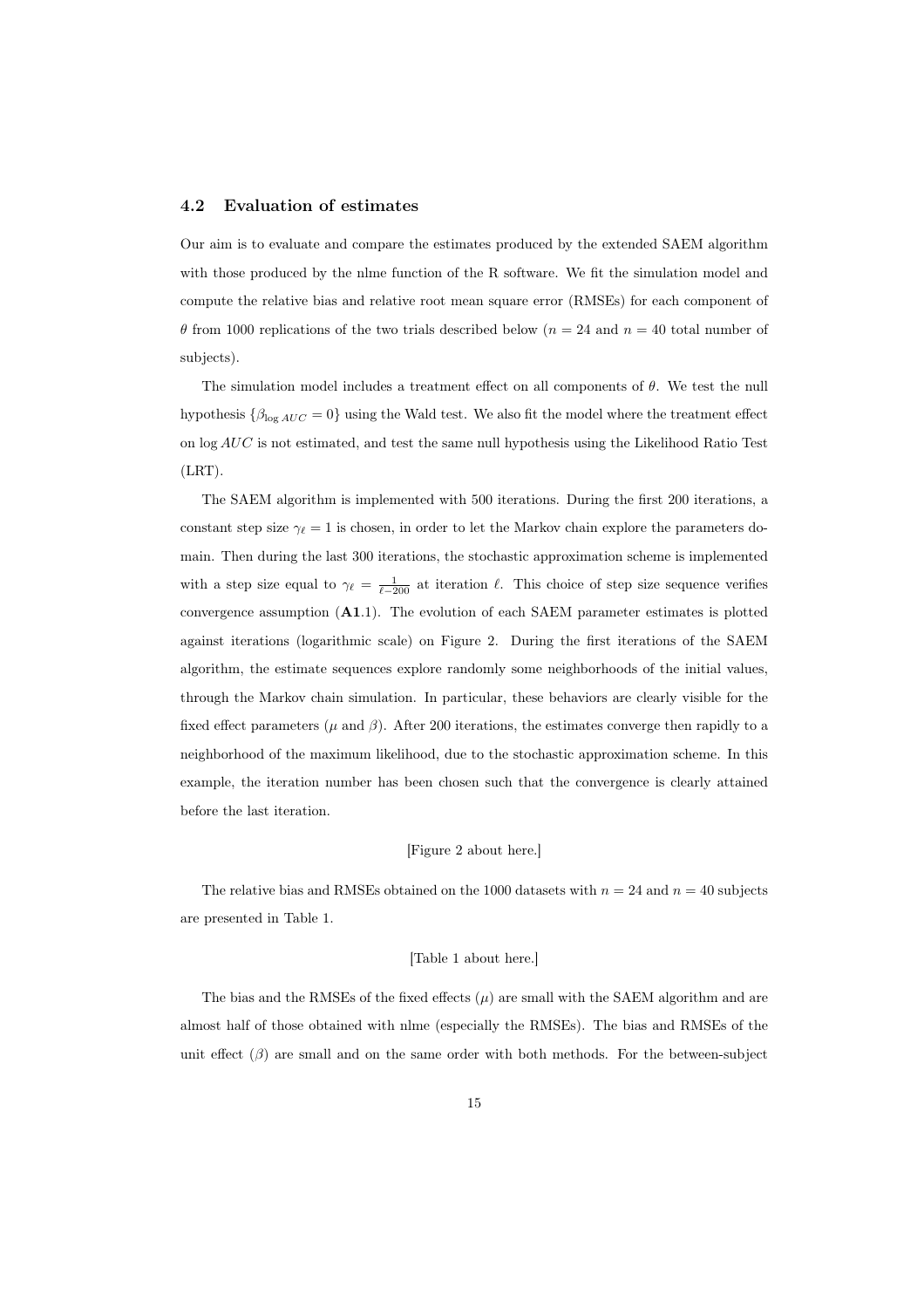### 4.2 Evaluation of estimates

Our aim is to evaluate and compare the estimates produced by the extended SAEM algorithm with those produced by the nlme function of the R software. We fit the simulation model and compute the relative bias and relative root mean square error (RMSEs) for each component of $\theta$ from 1000 replications of the two trials described below ($n = 24$ and $n = 40$ total number of subjects).

The simulation model includes a treatment effect on all components of $\theta$. We test the null hypothesis $\{\beta_{\log AUC} = 0\}$ using the Wald test. We also fit the model where the treatment effect on $\log AUC$ is not estimated, and test the same null hypothesis using the Likelihood Ratio Test (LRT).

The SAEM algorithm is implemented with 500 iterations. During the first 200 iterations, a constant step size $\gamma_\ell = 1$ is chosen, in order to let the Markov chain explore the parameters domain. Then during the last 300 iterations, the stochastic approximation scheme is implemented with a step size equal to $\gamma_\ell = \frac{1}{\ell - 200}$ at iteration $\ell$. This choice of step size sequence verifies convergence assumption (**A1**.1). The evolution of each SAEM parameter estimates is plotted against iterations (logarithmic scale) on Figure 2. During the first iterations of the SAEM algorithm, the estimate sequences explore randomly some neighborhoods of the initial values, through the Markov chain simulation. In particular, these behaviors are clearly visible for the fixed effect parameters ($\mu$ and $\beta$). After 200 iterations, the estimates converge then rapidly to a neighborhood of the maximum likelihood, due to the stochastic approximation scheme. In this example, the iteration number has been chosen such that the convergence is clearly attained before the last iteration.

[Figure 2 about here.]

The relative bias and RMSEs obtained on the 1000 datasets with $n = 24$ and $n = 40$ subjects are presented in Table 1.

[Table 1 about here.]

The bias and the RMSEs of the fixed effects ($\mu$) are small with the SAEM algorithm and are almost half of those obtained with nlme (especially the RMSEs). The bias and RMSEs of the unit effect ($\beta$) are small and on the same order with both methods. For the between-subject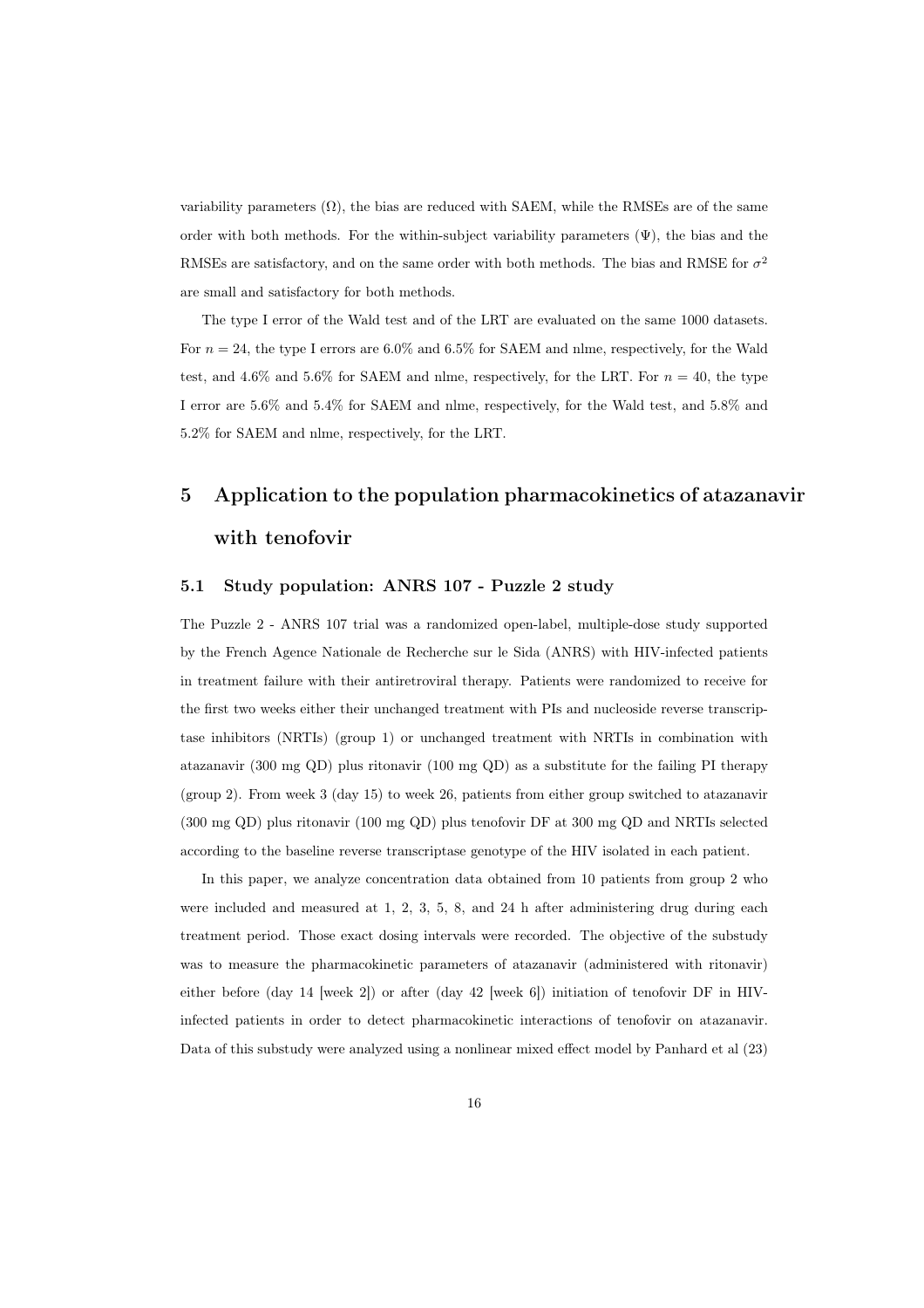variability parameters ($\Omega$), the bias are reduced with SAEM, while the RMSEs are of the same order with both methods. For the within-subject variability parameters ($\Psi$), the bias and the RMSEs are satisfactory, and on the same order with both methods. The bias and RMSE for $\sigma^2$ are small and satisfactory for both methods.

The type I error of the Wald test and of the LRT are evaluated on the same 1000 datasets. For $n = 24$, the type I errors are 6.0% and 6.5% for SAEM and nlme, respectively, for the Wald test, and 4.6% and 5.6% for SAEM and nlme, respectively, for the LRT. For $n = 40$, the type I error are 5.6% and 5.4% for SAEM and nlme, respectively, for the Wald test, and 5.8% and 5.2% for SAEM and nlme, respectively, for the LRT.

# 5 Application to the population pharmacokinetics of atazanavir with tenofovir

## 5.1 Study population: ANRS 107 - Puzzle 2 study

The Puzzle 2 - ANRS 107 trial was a randomized open-label, multiple-dose study supported by the French Agence Nationale de Recherche sur le Sida (ANRS) with HIV-infected patients in treatment failure with their antiretroviral therapy. Patients were randomized to receive for the first two weeks either their unchanged treatment with PIs and nucleoside reverse transcriptase inhibitors (NRTIs) (group 1) or unchanged treatment with NRTIs in combination with atazanavir (300 mg QD) plus ritonavir (100 mg QD) as a substitute for the failing PI therapy (group 2). From week 3 (day 15) to week 26, patients from either group switched to atazanavir (300 mg QD) plus ritonavir (100 mg QD) plus tenofovir DF at 300 mg QD and NRTIs selected according to the baseline reverse transcriptase genotype of the HIV isolated in each patient.

In this paper, we analyze concentration data obtained from 10 patients from group 2 who were included and measured at 1, 2, 3, 5, 8, and 24 h after administering drug during each treatment period. Those exact dosing intervals were recorded. The objective of the substudy was to measure the pharmacokinetic parameters of atazanavir (administered with ritonavir) either before (day 14 [week 2]) or after (day 42 [week 6]) initiation of tenofovir DF in HIV-infected patients in order to detect pharmacokinetic interactions of tenofovir on atazanavir. Data of this substudy were analyzed using a nonlinear mixed effect model by Panhard et al (23)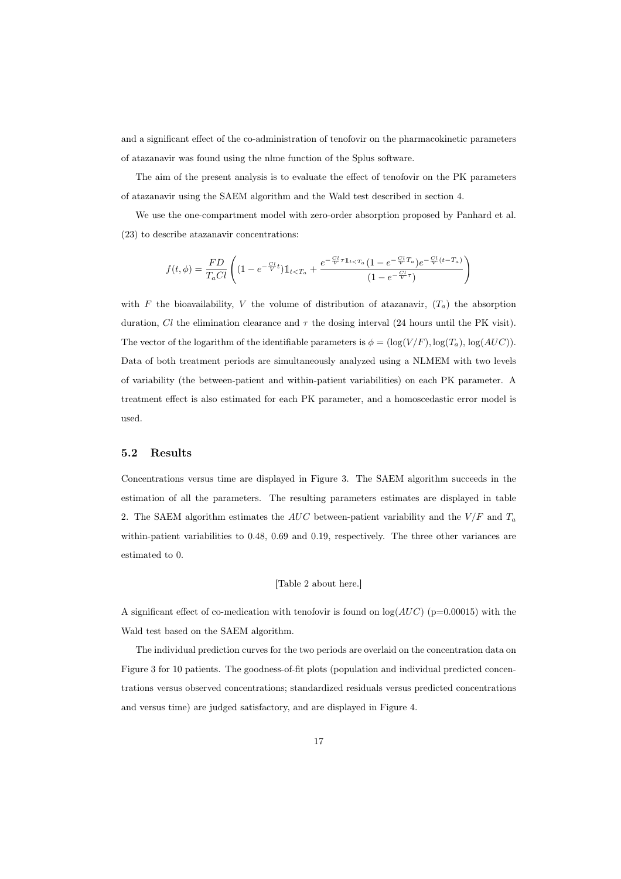and a significant effect of the co-administration of tenofovir on the pharmacokinetic parameters of atazanavir was found using the nlme function of the Splus software.

The aim of the present analysis is to evaluate the effect of tenofovir on the PK parameters of atazanavir using the SAEM algorithm and the Wald test described in section 4.

We use the one-compartment model with zero-order absorption proposed by Panhard et al. (23) to describe atazanavir concentrations:

$$f(t,\phi) = \frac{FD}{T_a Cl}\left( (1 - e^{-\frac{Cl}{V}t})\mathbb{1}_{t<T_a} + \frac{e^{-\frac{Cl}{V}\tau \mathbb{1}_{t<T_a}}(1 - e^{-\frac{Cl}{V}T_a})e^{-\frac{Cl}{V}(t-T_a)}}{(1 - e^{-\frac{Cl}{V}\tau})} \right)$$

with $F$ the bioavailability, $V$ the volume of distribution of atazanavir, $(T_a)$ the absorption duration, $Cl$ the elimination clearance and $\tau$ the dosing interval (24 hours until the PK visit). The vector of the logarithm of the identifiable parameters is $\phi = (\log(V/F), \log(T_a), \log(AUC))$. Data of both treatment periods are simultaneously analyzed using a NLMEM with two levels of variability (the between-patient and within-patient variabilities) on each PK parameter. A treatment effect is also estimated for each PK parameter, and a homoscedastic error model is used.

### 5.2 Results

Concentrations versus time are displayed in Figure 3. The SAEM algorithm succeeds in the estimation of all the parameters. The resulting parameters estimates are displayed in table 2. The SAEM algorithm estimates the $AUC$ between-patient variability and the $V/F$ and $T_a$ within-patient variabilities to 0.48, 0.69 and 0.19, respectively. The three other variances are estimated to 0.

[Table 2 about here.]

A significant effect of co-medication with tenofovir is found on $\log(AUC)$ (p=0.00015) with the Wald test based on the SAEM algorithm.

The individual prediction curves for the two periods are overlaid on the concentration data on Figure 3 for 10 patients. The goodness-of-fit plots (population and individual predicted concentrations versus observed concentrations; standardized residuals versus predicted concentrations and versus time) are judged satisfactory, and are displayed in Figure 4.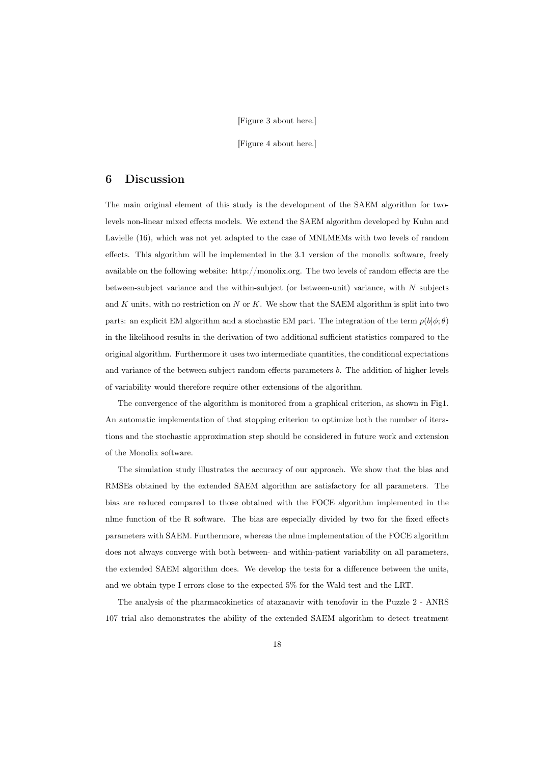[Figure 3 about here.]

[Figure 4 about here.]

## 6 Discussion

The main original element of this study is the development of the SAEM algorithm for two-levels non-linear mixed effects models. We extend the SAEM algorithm developed by Kuhn and Lavielle (16), which was not yet adapted to the case of MNLMEMs with two levels of random effects. This algorithm will be implemented in the 3.1 version of the monolix software, freely available on the following website: http://monolix.org. The two levels of random effects are the between-subject variance and the within-subject (or between-unit) variance, with $N$ subjects and $K$ units, with no restriction on $N$ or $K$. We show that the SAEM algorithm is split into two parts: an explicit EM algorithm and a stochastic EM part. The integration of the term $p(b|\phi;\theta)$ in the likelihood results in the derivation of two additional sufficient statistics compared to the original algorithm. Furthermore it uses two intermediate quantities, the conditional expectations and variance of the between-subject random effects parameters $b$. The addition of higher levels of variability would therefore require other extensions of the algorithm.

The convergence of the algorithm is monitored from a graphical criterion, as shown in Fig1. An automatic implementation of that stopping criterion to optimize both the number of iterations and the stochastic approximation step should be considered in future work and extension of the Monolix software.

The simulation study illustrates the accuracy of our approach. We show that the bias and RMSEs obtained by the extended SAEM algorithm are satisfactory for all parameters. The bias are reduced compared to those obtained with the FOCE algorithm implemented in the nlme function of the R software. The bias are especially divided by two for the fixed effects parameters with SAEM. Furthermore, whereas the nlme implementation of the FOCE algorithm does not always converge with both between- and within-patient variability on all parameters, the extended SAEM algorithm does. We develop the tests for a difference between the units, and we obtain type I errors close to the expected 5% for the Wald test and the LRT.

The analysis of the pharmacokinetics of atazanavir with tenofovir in the Puzzle 2 - ANRS 107 trial also demonstrates the ability of the extended SAEM algorithm to detect treatment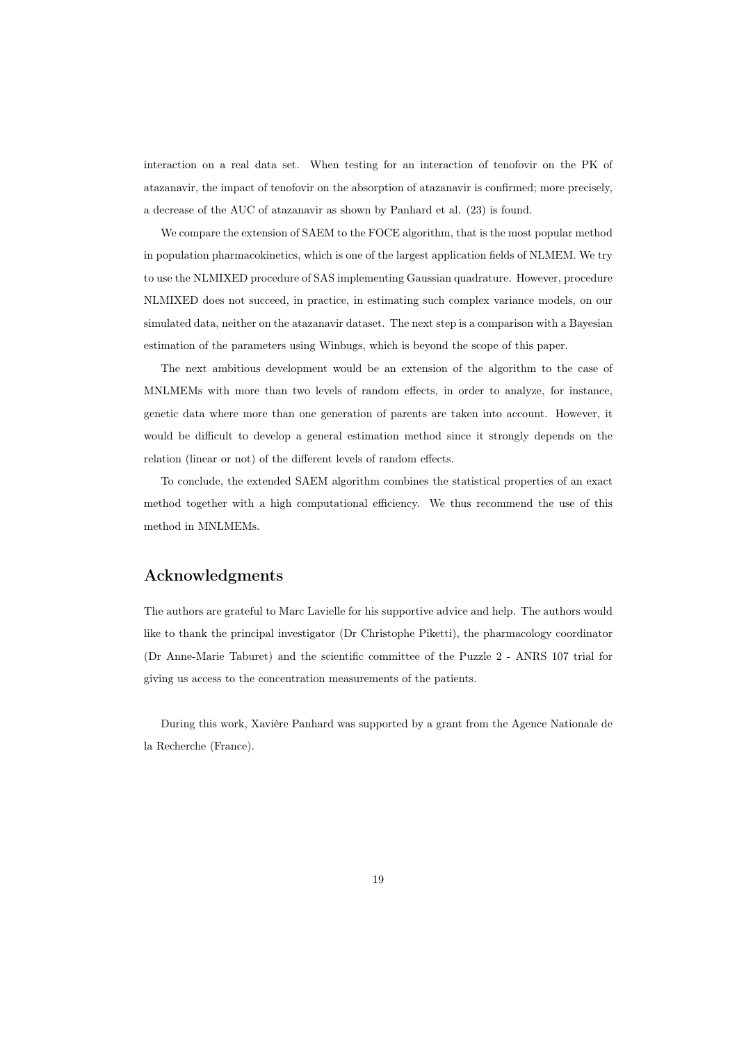interaction on a real data set. When testing for an interaction of tenofovir on the PK of atazanavir, the impact of tenofovir on the absorption of atazanavir is confirmed; more precisely, a decrease of the AUC of atazanavir as shown by Panhard et al. (23) is found.

We compare the extension of SAEM to the FOCE algorithm, that is the most popular method in population pharmacokinetics, which is one of the largest application fields of NLMEM. We try to use the NLMIXED procedure of SAS implementing Gaussian quadrature. However, procedure NLMIXED does not succeed, in practice, in estimating such complex variance models, on our simulated data, neither on the atazanavir dataset. The next step is a comparison with a Bayesian estimation of the parameters using Winbugs, which is beyond the scope of this paper.

The next ambitious development would be an extension of the algorithm to the case of MNLMEMs with more than two levels of random effects, in order to analyze, for instance, genetic data where more than one generation of parents are taken into account. However, it would be difficult to develop a general estimation method since it strongly depends on the relation (linear or not) of the different levels of random effects.

To conclude, the extended SAEM algorithm combines the statistical properties of an exact method together with a high computational efficiency. We thus recommend the use of this method in MNLMEMs.

## Acknowledgments

The authors are grateful to Marc Lavielle for his supportive advice and help. The authors would like to thank the principal investigator (Dr Christophe Piketti), the pharmacology coordinator (Dr Anne-Marie Taburet) and the scientific committee of the Puzzle 2 - ANRS 107 trial for giving us access to the concentration measurements of the patients.

During this work, Xavière Panhard was supported by a grant from the Agence Nationale de la Recherche (France).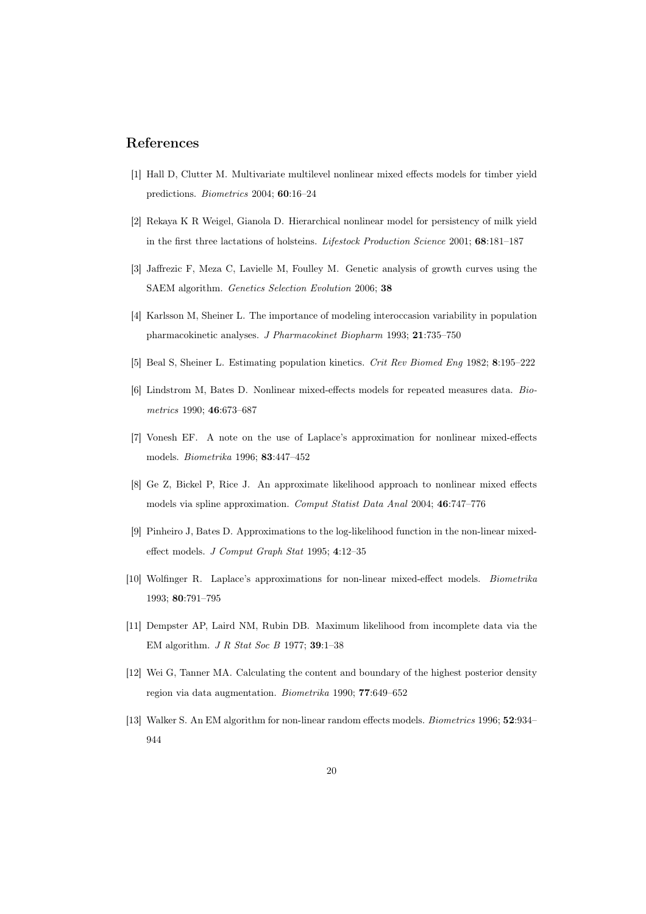## References

[1] Hall D, Clutter M. Multivariate multilevel nonlinear mixed effects models for timber yield predictions. *Biometrics* 2004; **60**:16–24

[2] Rekaya K R Weigel, Gianola D. Hierarchical nonlinear model for persistency of milk yield in the first three lactations of holsteins. *Lifestock Production Science* 2001; **68**:181–187

[3] Jaffrezic F, Meza C, Lavielle M, Foulley M. Genetic analysis of growth curves using the SAEM algorithm. *Genetics Selection Evolution* 2006; **38**

[4] Karlsson M, Sheiner L. The importance of modeling interoccasion variability in population pharmacokinetic analyses. *J Pharmacokinet Biopharm* 1993; **21**:735–750

[5] Beal S, Sheiner L. Estimating population kinetics. *Crit Rev Biomed Eng* 1982; **8**:195–222

[6] Lindstrom M, Bates D. Nonlinear mixed-effects models for repeated measures data. *Biometrics* 1990; **46**:673–687

[7] Vonesh EF. A note on the use of Laplace's approximation for nonlinear mixed-effects models. *Biometrika* 1996; **83**:447–452

[8] Ge Z, Bickel P, Rice J. An approximate likelihood approach to nonlinear mixed effects models via spline approximation. *Comput Statist Data Anal* 2004; **46**:747–776

[9] Pinheiro J, Bates D. Approximations to the log-likelihood function in the non-linear mixed-effect models. *J Comput Graph Stat* 1995; **4**:12–35

[10] Wolfinger R. Laplace's approximations for non-linear mixed-effect models. *Biometrika* 1993; **80**:791–795

[11] Dempster AP, Laird NM, Rubin DB. Maximum likelihood from incomplete data via the EM algorithm. *J R Stat Soc B* 1977; **39**:1–38

[12] Wei G, Tanner MA. Calculating the content and boundary of the highest posterior density region via data augmentation. *Biometrika* 1990; **77**:649–652

[13] Walker S. An EM algorithm for non-linear random effects models. *Biometrics* 1996; **52**:934–944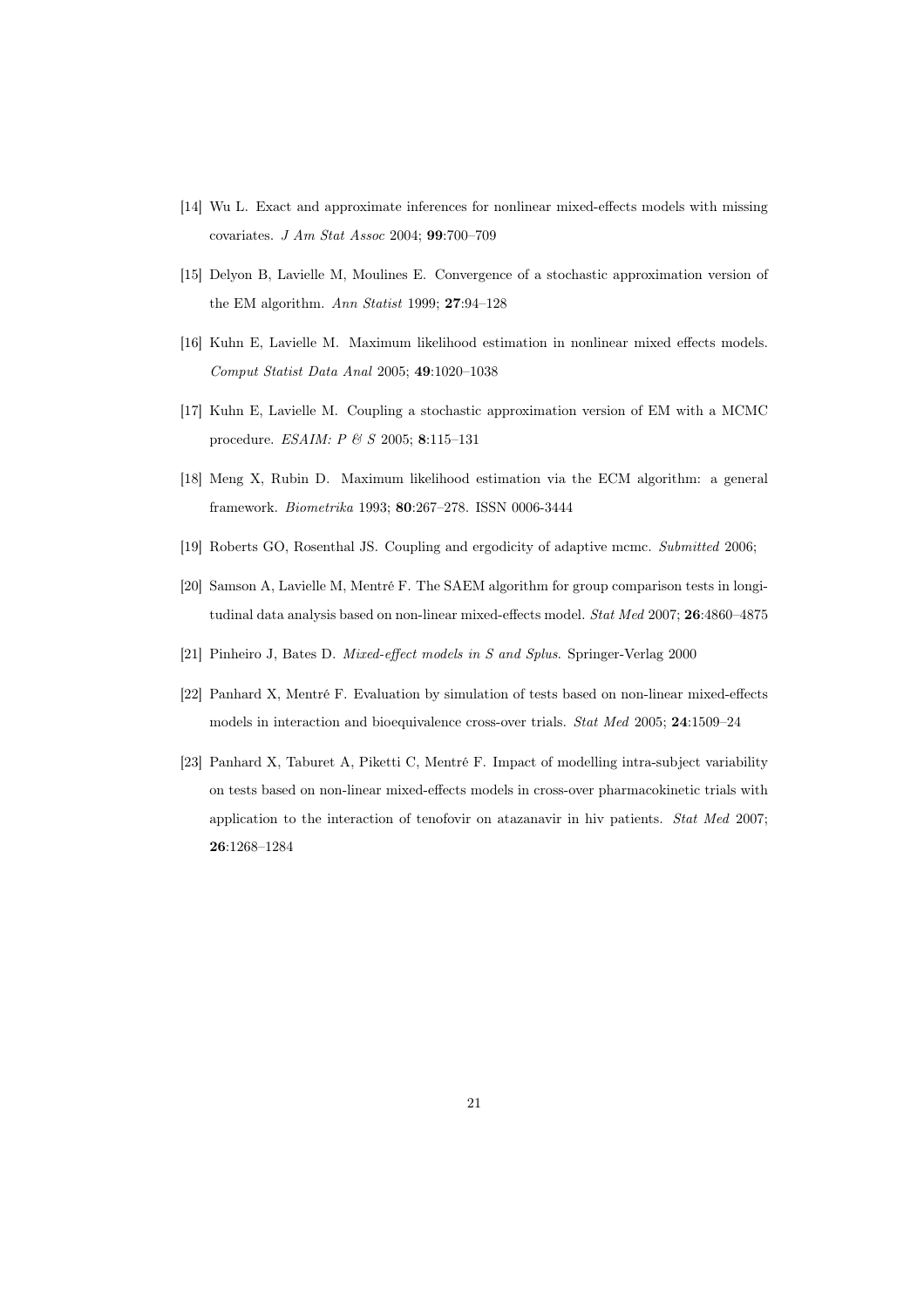[14] Wu L. Exact and approximate inferences for nonlinear mixed-effects models with missing covariates. *J Am Stat Assoc* 2004; **99**:700–709

[15] Delyon B, Lavielle M, Moulines E. Convergence of a stochastic approximation version of the EM algorithm. *Ann Statist* 1999; **27**:94–128

[16] Kuhn E, Lavielle M. Maximum likelihood estimation in nonlinear mixed effects models. *Comput Statist Data Anal* 2005; **49**:1020–1038

[17] Kuhn E, Lavielle M. Coupling a stochastic approximation version of EM with a MCMC procedure. *ESAIM: P & S* 2005; **8**:115–131

[18] Meng X, Rubin D. Maximum likelihood estimation via the ECM algorithm: a general framework. *Biometrika* 1993; **80**:267–278. ISSN 0006-3444

[19] Roberts GO, Rosenthal JS. Coupling and ergodicity of adaptive mcmc. *Submitted* 2006;

[20] Samson A, Lavielle M, Mentré F. The SAEM algorithm for group comparison tests in longitudinal data analysis based on non-linear mixed-effects model. *Stat Med* 2007; **26**:4860–4875

[21] Pinheiro J, Bates D. *Mixed-effect models in S and Splus*. Springer-Verlag 2000

[22] Panhard X, Mentré F. Evaluation by simulation of tests based on non-linear mixed-effects models in interaction and bioequivalence cross-over trials. *Stat Med* 2005; **24**:1509–24

[23] Panhard X, Taburet A, Piketti C, Mentré F. Impact of modelling intra-subject variability on tests based on non-linear mixed-effects models in cross-over pharmacokinetic trials with application to the interaction of tenofovir on atazanavir in hiv patients. *Stat Med* 2007; **26**:1268–1284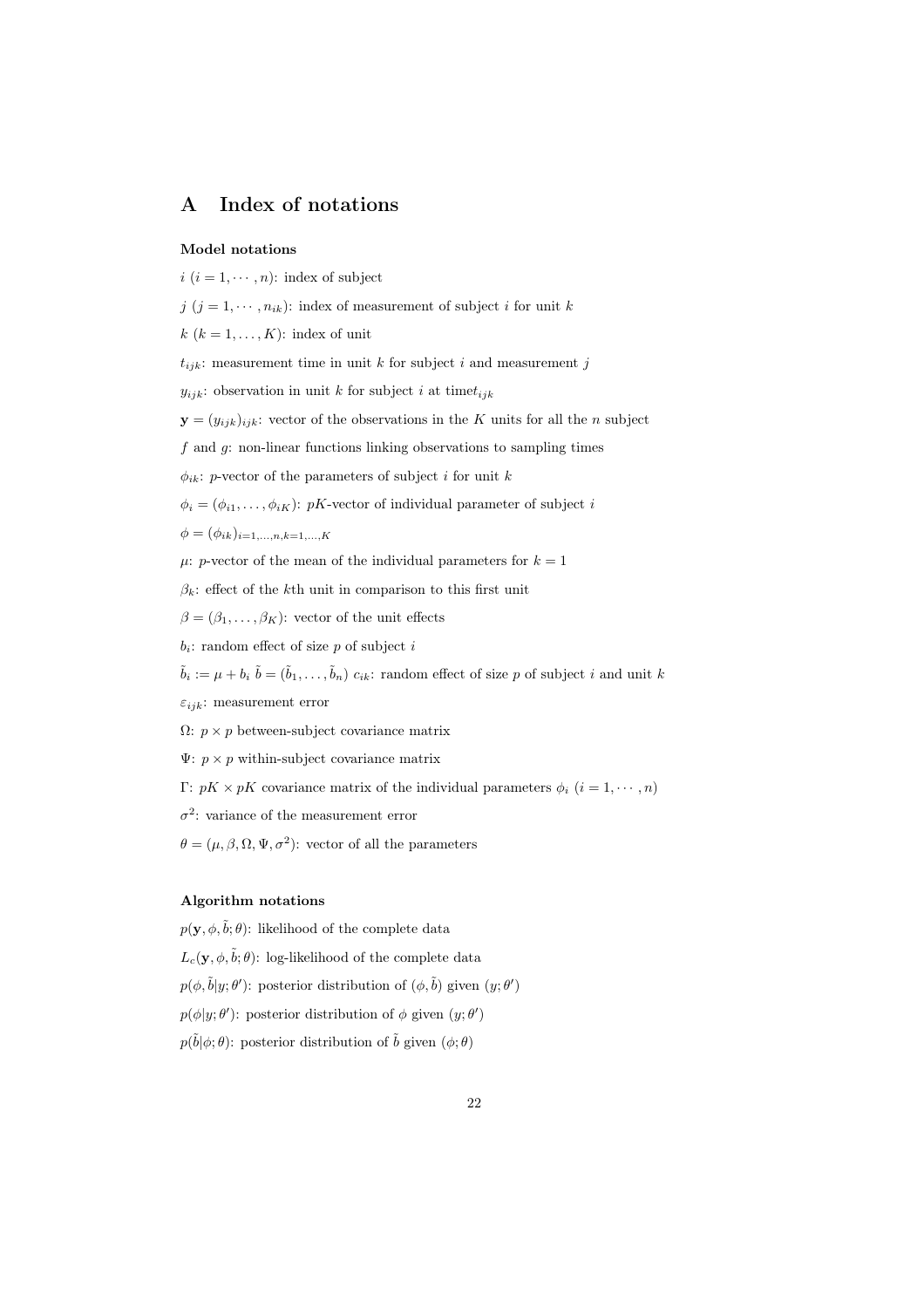# A Index of notations

**Model notations**

$i$ ($i = 1, \cdots, n$): index of subject

$j$ ($j = 1, \cdots, n_{ik}$): index of measurement of subject $i$ for unit $k$

$k$ ($k = 1, \ldots, K$): index of unit

$t_{ijk}$: measurement time in unit $k$ for subject $i$ and measurement $j$

$y_{ijk}$: observation in unit $k$ for subject $i$ at time$t_{ijk}$

$\mathbf{y} = (y_{ijk})_{ijk}$: vector of the observations in the $K$ units for all the $n$ subject

$f$ and $g$: non-linear functions linking observations to sampling times

$\phi_{ik}$: $p$-vector of the parameters of subject $i$ for unit $k$

$\phi_i = (\phi_{i1}, \ldots, \phi_{iK})$: $pK$-vector of individual parameter of subject $i$

$\phi = (\phi_{ik})_{i=1,\ldots,n,k=1,\ldots,K}$

$\mu$: $p$-vector of the mean of the individual parameters for $k = 1$

$\beta_k$: effect of the $k$th unit in comparison to this first unit

$\beta = (\beta_1, \ldots, \beta_K)$: vector of the unit effects

$b_i$: random effect of size $p$ of subject $i$

$\tilde{b}_i := \mu + b_i$ $\tilde{b} = (\tilde{b}_1, \ldots, \tilde{b}_n)$ $c_{ik}$: random effect of size $p$ of subject $i$ and unit $k$

$\varepsilon_{ijk}$: measurement error

$\Omega$: $p \times p$ between-subject covariance matrix

$\Psi$: $p \times p$ within-subject covariance matrix

$\Gamma$: $pK \times pK$ covariance matrix of the individual parameters $\phi_i$ ($i = 1, \cdots, n$)

$\sigma^2$: variance of the measurement error

$\theta = (\mu, \beta, \Omega, \Psi, \sigma^2)$: vector of all the parameters

**Algorithm notations**

$p(\mathbf{y}, \phi, \tilde{b}; \theta)$: likelihood of the complete data

$L_c(\mathbf{y}, \phi, \tilde{b}; \theta)$: log-likelihood of the complete data

$p(\phi, \tilde{b}|y; \theta')$: posterior distribution of $(\phi, \tilde{b})$ given $(y; \theta')$

$p(\phi|y; \theta')$: posterior distribution of $\phi$ given $(y; \theta')$

$p(\tilde{b}|\phi; \theta)$: posterior distribution of $\tilde{b}$ given $(\phi; \theta)$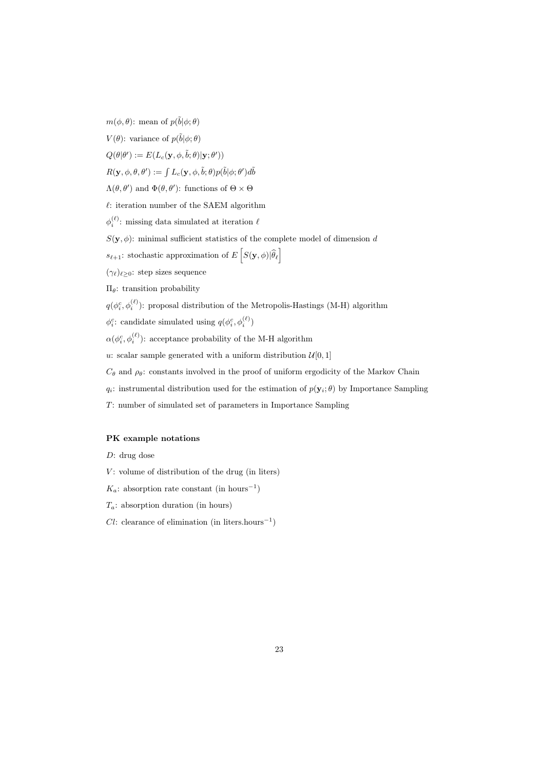$m(\phi, \theta)$: mean of $p(\tilde{b}|\phi; \theta)$

$V(\theta)$: variance of $p(\tilde{b}|\phi; \theta)$

$Q(\theta|\theta') := E(L_c(\mathbf{y}, \phi, \tilde{b}; \theta)|\mathbf{y}; \theta'))$

$R(\mathbf{y}, \phi, \theta, \theta') := \int L_c(\mathbf{y}, \phi, \tilde{b}; \theta) p(\tilde{b}|\phi; \theta') d\tilde{b}$

$\Lambda(\theta, \theta')$ and $\Phi(\theta, \theta')$: functions of $\Theta \times \Theta$

$\ell$: iteration number of the SAEM algorithm

$\phi_i^{(\ell)}$: missing data simulated at iteration $\ell$

$S(\mathbf{y}, \phi)$: minimal sufficient statistics of the complete model of dimension $d$

$s_{\ell+1}$: stochastic approximation of $E\left[S(\mathbf{y}, \phi)|\widehat{\theta}_\ell\right]$

$(\gamma_\ell)_{\ell \geq 0}$: step sizes sequence

$\Pi_\theta$: transition probability

$q(\phi_i^c, \phi_i^{(\ell)})$: proposal distribution of the Metropolis-Hastings (M-H) algorithm

$\phi_i^c$: candidate simulated using $q(\phi_i^c, \phi_i^{(\ell)})$

$\alpha(\phi_i^c, \phi_i^{(\ell)})$: acceptance probability of the M-H algorithm

$u$: scalar sample generated with a uniform distribution $\mathcal{U}[0, 1]$

$C_\theta$ and $\rho_\theta$: constants involved in the proof of uniform ergodicity of the Markov Chain

$q_i$: instrumental distribution used for the estimation of $p(\mathbf{y}_i; \theta)$ by Importance Sampling

$T$: number of simulated set of parameters in Importance Sampling

**PK example notations**

$D$: drug dose

$V$: volume of distribution of the drug (in liters)

$K_a$: absorption rate constant (in hours$^{-1}$)

$T_a$: absorption duration (in hours)

$Cl$: clearance of elimination (in liters.hours$^{-1}$)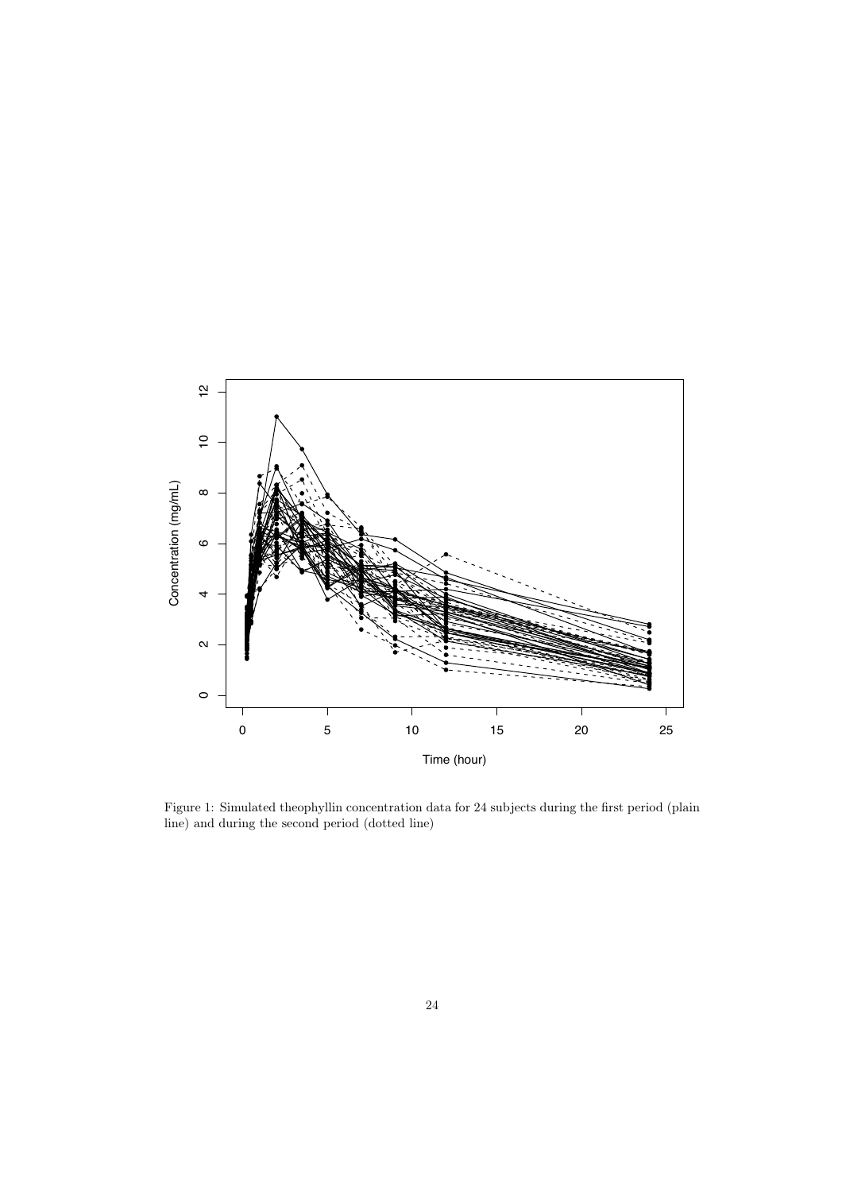Figure 1: Simulated theophyllin concentration data for 24 subjects during the first period (plain line) and during the second period (dotted line)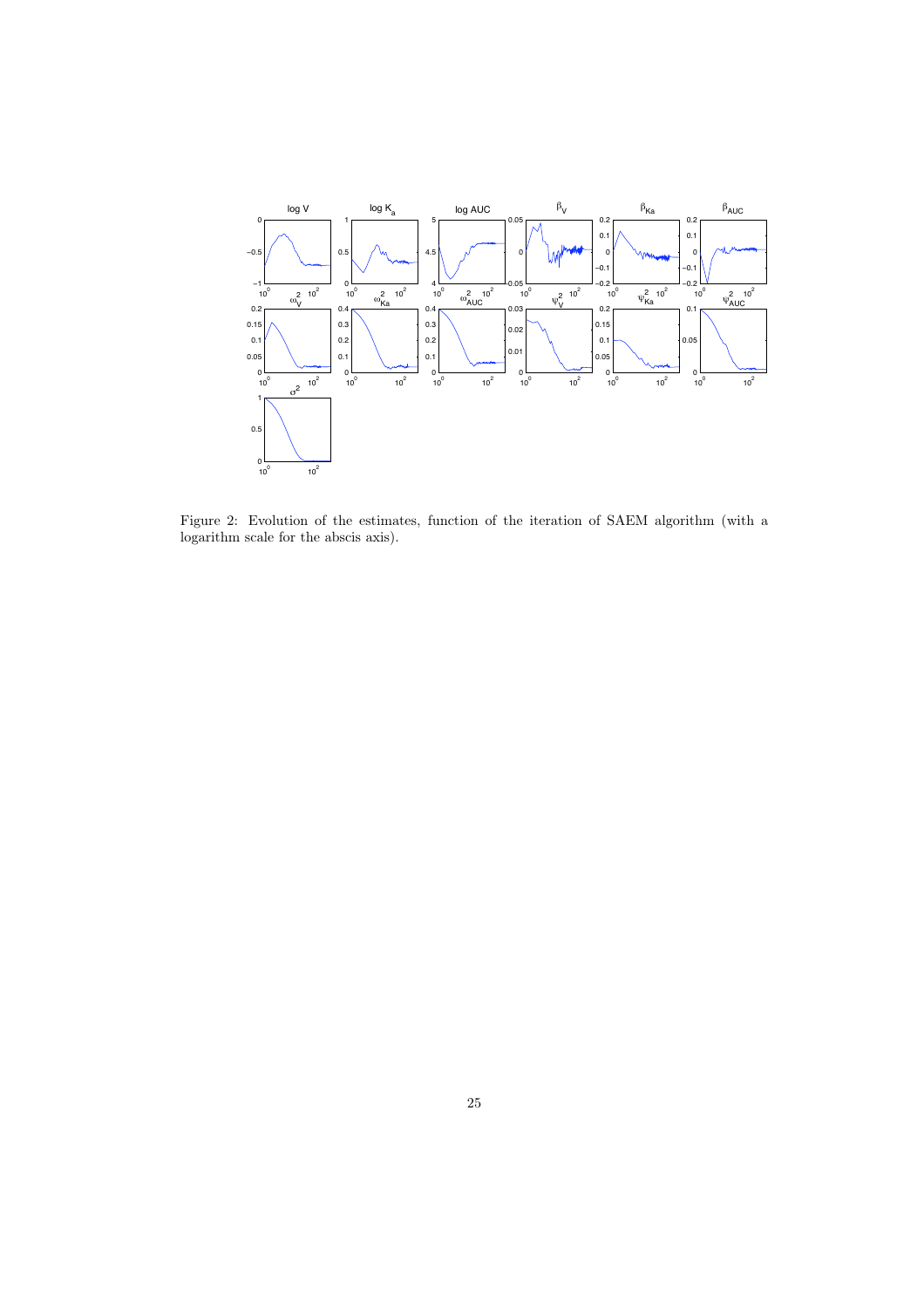Figure 2: Evolution of the estimates, function of the iteration of SAEM algorithm (with a logarithm scale for the abscis axis).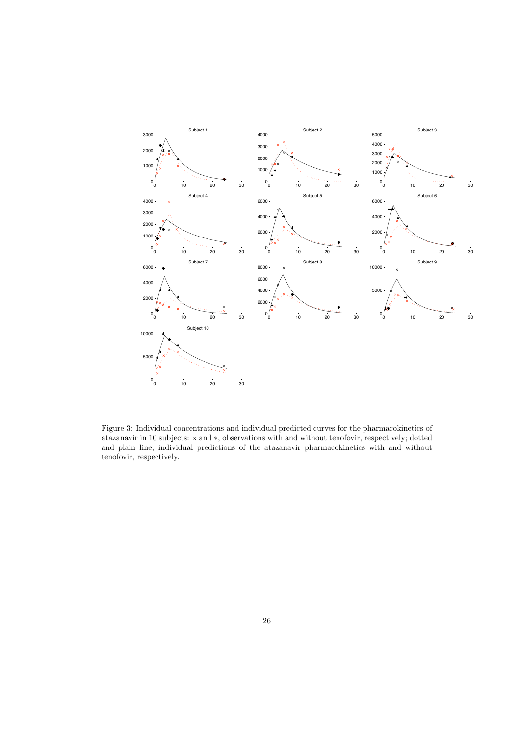Figure 3: Individual concentrations and individual predicted curves for the pharmacokinetics of atazanavir in 10 subjects: x and $*$, observations with and without tenofovir, respectively; dotted and plain line, individual predictions of the atazanavir pharmacokinetics with and without tenofovir, respectively.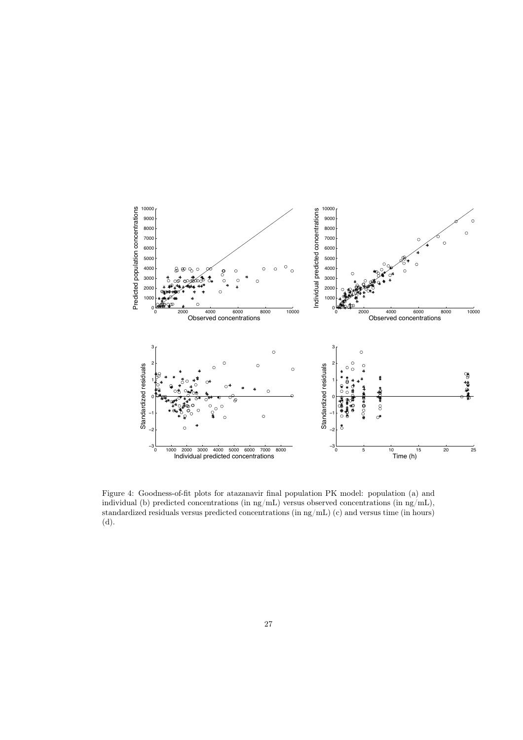Figure 4: Goodness-of-fit plots for atazanavir final population PK model: population (a) and individual (b) predicted concentrations (in ng/mL) versus observed concentrations (in ng/mL), standardized residuals versus predicted concentrations (in ng/mL) (c) and versus time (in hours) (d).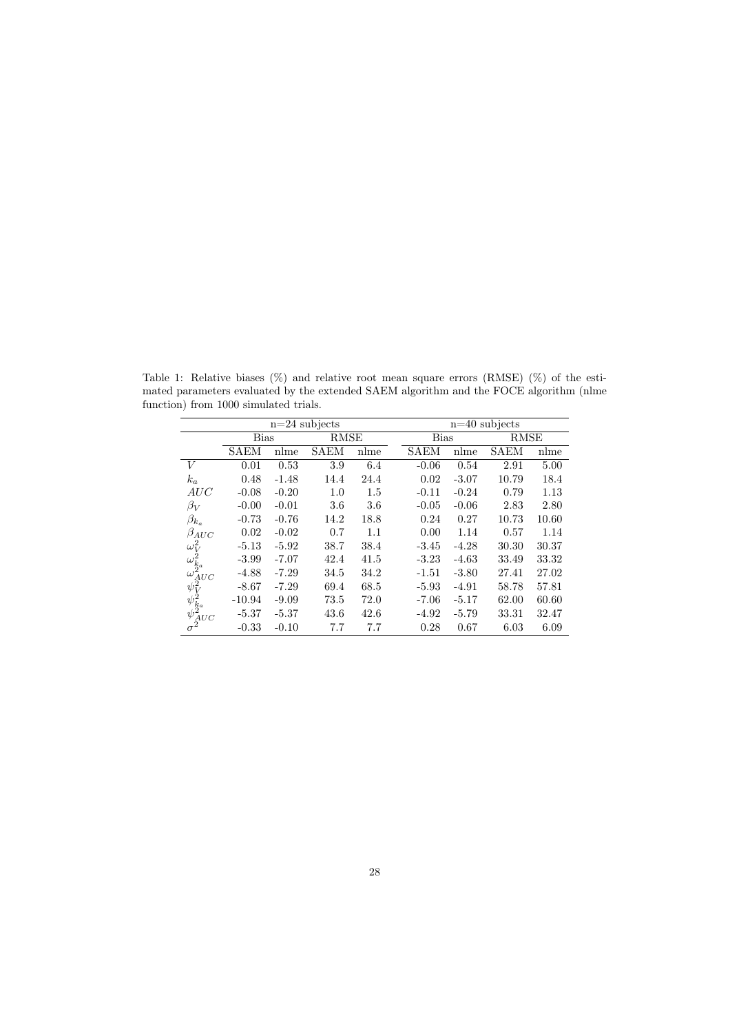Table 1: Relative biases (%) and relative root mean square errors (RMSE) (%) of the estimated parameters evaluated by the extended SAEM algorithm and the FOCE algorithm (nlme function) from 1000 simulated trials.

| | n=24 subjects | | | | n=40 subjects | | | |
|---|---|---|---|---|---|---|---|---|
| | Bias | | RMSE | | Bias | | RMSE | |
| | SAEM | nlme | SAEM | nlme | SAEM | nlme | SAEM | nlme |
| $V$ | 0.01 | 0.53 | 3.9 | 6.4 | -0.06 | 0.54 | 2.91 | 5.00 |
| $k_a$ | 0.48 | -1.48 | 14.4 | 24.4 | 0.02 | -3.07 | 10.79 | 18.4 |
| $AUC$ | -0.08 | -0.20 | 1.0 | 1.5 | -0.11 | -0.24 | 0.79 | 1.13 |
| $\beta_V$ | -0.00 | -0.01 | 3.6 | 3.6 | -0.05 | -0.06 | 2.83 | 2.80 |
| $\beta_{k_a}$ | -0.73 | -0.76 | 14.2 | 18.8 | 0.24 | 0.27 | 10.73 | 10.60 |
| $\beta_{AUC}$ | 0.02 | -0.02 | 0.7 | 1.1 | 0.00 | 1.14 | 0.57 | 1.14 |
| $\omega^2_V$ | -5.13 | -5.92 | 38.7 | 38.4 | -3.45 | -4.28 | 30.30 | 30.37 |
| $\omega^2_{k_a}$ | -3.99 | -7.07 | 42.4 | 41.5 | -3.23 | -4.63 | 33.49 | 33.32 |
| $\omega^2_{AUC}$ | -4.88 | -7.29 | 34.5 | 34.2 | -1.51 | -3.80 | 27.41 | 27.02 |
| $\psi^2_V$ | -8.67 | -7.29 | 69.4 | 68.5 | -5.93 | -4.91 | 58.78 | 57.81 |
| $\psi^2_{k_a}$ | -10.94 | -9.09 | 73.5 | 72.0 | -7.06 | -5.17 | 62.00 | 60.60 |
| $\psi^2_{AUC}$ | -5.37 | -5.37 | 43.6 | 42.6 | -4.92 | -5.79 | 33.31 | 32.47 |
| $\sigma^2$ | -0.33 | -0.10 | 7.7 | 7.7 | 0.28 | 0.67 | 6.03 | 6.09 |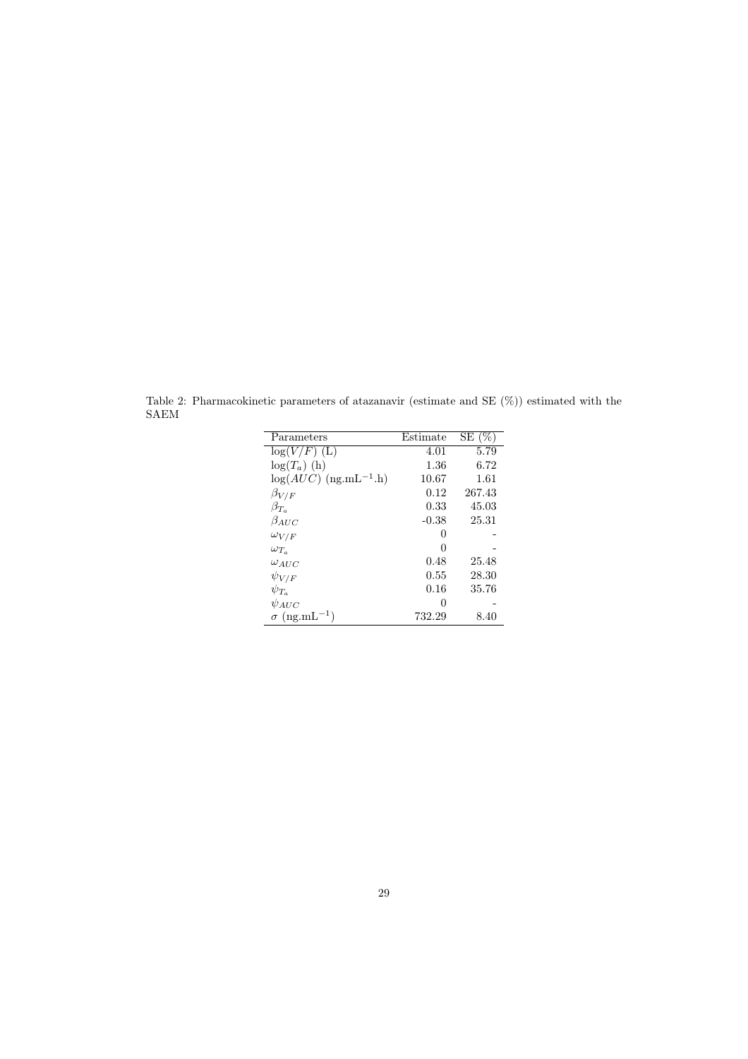Table 2: Pharmacokinetic parameters of atazanavir (estimate and SE (%)) estimated with the SAEM

| Parameters | Estimate | SE (%) |
|---|---|---|
| $\log(V/F)$ (L) | 4.01 | 5.79 |
| $\log(T_a)$ (h) | 1.36 | 6.72 |
| $\log(AUC)$ (ng.mL$^{-1}$.h) | 10.67 | 1.61 |
| $\beta_{V/F}$ | 0.12 | 267.43 |
| $\beta_{T_a}$ | 0.33 | 45.03 |
| $\beta_{AUC}$ | -0.38 | 25.31 |
| $\omega_{V/F}$ | 0 | - |
| $\omega_{T_a}$ | 0 | - |
| $\omega_{AUC}$ | 0.48 | 25.48 |
| $\psi_{V/F}$ | 0.55 | 28.30 |
| $\psi_{T_a}$ | 0.16 | 35.76 |
| $\psi_{AUC}$ | 0 | - |
| $\sigma$ (ng.mL$^{-1}$) | 732.29 | 8.40 |